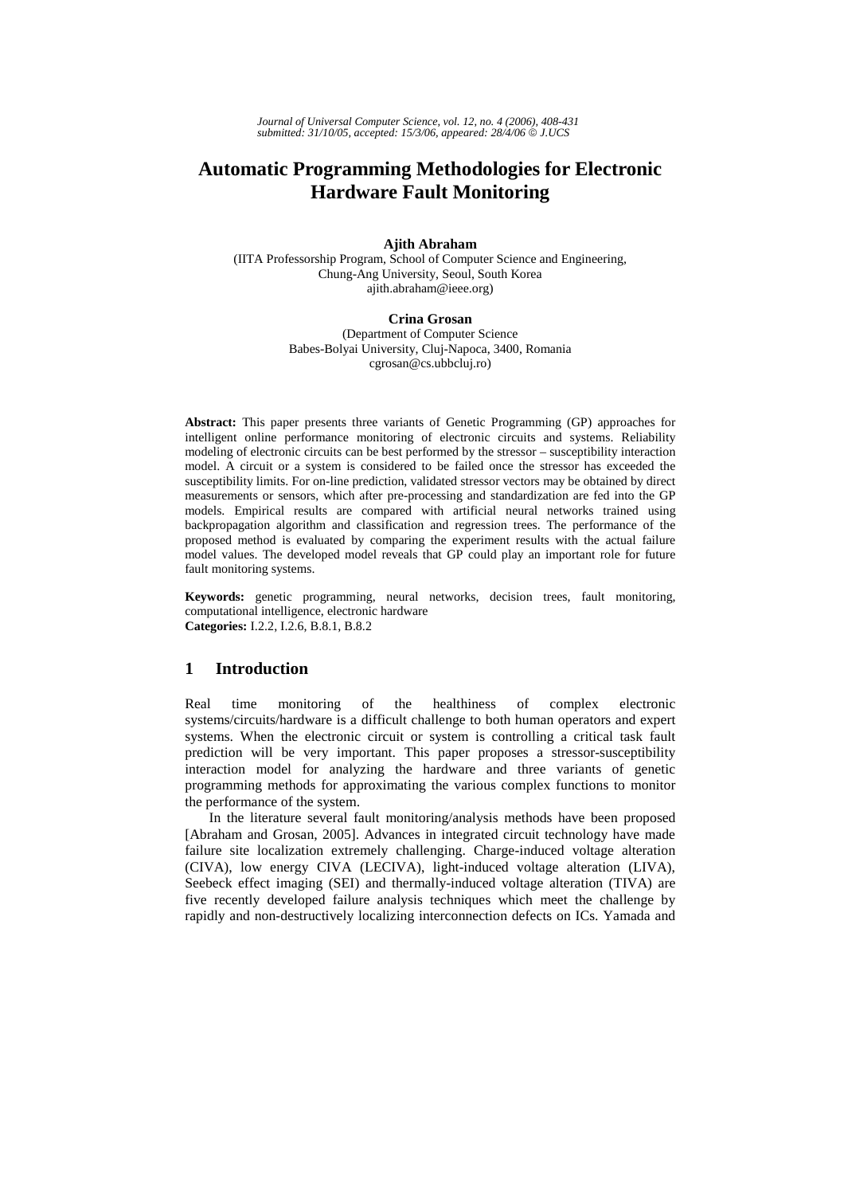*Journal of Universal Computer Science, vol. 12, no. 4 (2006), 408-431*
*submitted: 31/10/05, accepted: 15/3/06, appeared: 28/4/06 © J.UCS*

# Automatic Programming Methodologies for Electronic Hardware Fault Monitoring

**Ajith Abraham**
(IITA Professorship Program, School of Computer Science and Engineering,
Chung-Ang University, Seoul, South Korea
ajith.abraham@ieee.org)

**Crina Grosan**
(Department of Computer Science
Babes-Bolyai University, Cluj-Napoca, 3400, Romania
cgrosan@cs.ubbcluj.ro)

**Abstract:** This paper presents three variants of Genetic Programming (GP) approaches for intelligent online performance monitoring of electronic circuits and systems. Reliability modeling of electronic circuits can be best performed by the stressor – susceptibility interaction model. A circuit or a system is considered to be failed once the stressor has exceeded the susceptibility limits. For on-line prediction, validated stressor vectors may be obtained by direct measurements or sensors, which after pre-processing and standardization are fed into the GP models. Empirical results are compared with artificial neural networks trained using backpropagation algorithm and classification and regression trees. The performance of the proposed method is evaluated by comparing the experiment results with the actual failure model values. The developed model reveals that GP could play an important role for future fault monitoring systems.

**Keywords:** genetic programming, neural networks, decision trees, fault monitoring, computational intelligence, electronic hardware
**Categories:** I.2.2, I.2.6, B.8.1, B.8.2

## 1 Introduction

Real time monitoring of the healthiness of complex electronic systems/circuits/hardware is a difficult challenge to both human operators and expert systems. When the electronic circuit or system is controlling a critical task fault prediction will be very important. This paper proposes a stressor-susceptibility interaction model for analyzing the hardware and three variants of genetic programming methods for approximating the various complex functions to monitor the performance of the system.

In the literature several fault monitoring/analysis methods have been proposed [Abraham and Grosan, 2005]. Advances in integrated circuit technology have made failure site localization extremely challenging. Charge-induced voltage alteration (CIVA), low energy CIVA (LECIVA), light-induced voltage alteration (LIVA), Seebeck effect imaging (SEI) and thermally-induced voltage alteration (TIVA) are five recently developed failure analysis techniques which meet the challenge by rapidly and non-destructively localizing interconnection defects on ICs. Yamada and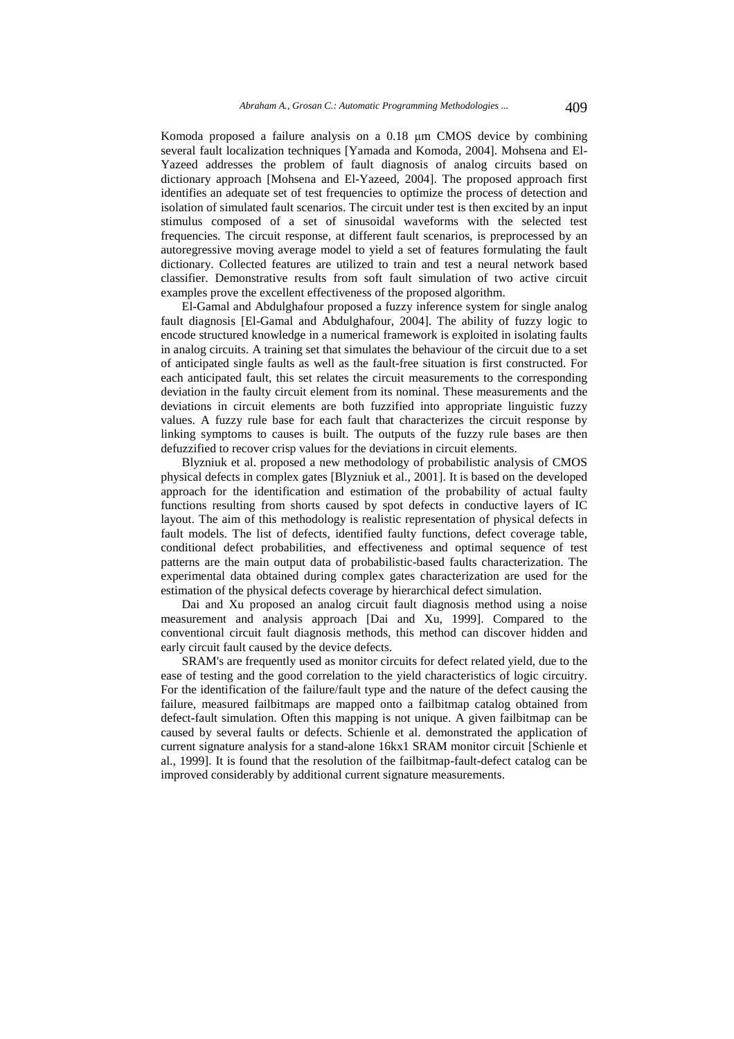Komoda proposed a failure analysis on a 0.18 μm CMOS device by combining several fault localization techniques [Yamada and Komoda, 2004]. Mohsena and El-Yazeed addresses the problem of fault diagnosis of analog circuits based on dictionary approach [Mohsena and El-Yazeed, 2004]. The proposed approach first identifies an adequate set of test frequencies to optimize the process of detection and isolation of simulated fault scenarios. The circuit under test is then excited by an input stimulus composed of a set of sinusoidal waveforms with the selected test frequencies. The circuit response, at different fault scenarios, is preprocessed by an autoregressive moving average model to yield a set of features formulating the fault dictionary. Collected features are utilized to train and test a neural network based classifier. Demonstrative results from soft fault simulation of two active circuit examples prove the excellent effectiveness of the proposed algorithm.

El-Gamal and Abdulghafour proposed a fuzzy inference system for single analog fault diagnosis [El-Gamal and Abdulghafour, 2004]. The ability of fuzzy logic to encode structured knowledge in a numerical framework is exploited in isolating faults in analog circuits. A training set that simulates the behaviour of the circuit due to a set of anticipated single faults as well as the fault-free situation is first constructed. For each anticipated fault, this set relates the circuit measurements to the corresponding deviation in the faulty circuit element from its nominal. These measurements and the deviations in circuit elements are both fuzzified into appropriate linguistic fuzzy values. A fuzzy rule base for each fault that characterizes the circuit response by linking symptoms to causes is built. The outputs of the fuzzy rule bases are then defuzzified to recover crisp values for the deviations in circuit elements.

Blyzniuk et al. proposed a new methodology of probabilistic analysis of CMOS physical defects in complex gates [Blyzniuk et al., 2001]. It is based on the developed approach for the identification and estimation of the probability of actual faulty functions resulting from shorts caused by spot defects in conductive layers of IC layout. The aim of this methodology is realistic representation of physical defects in fault models. The list of defects, identified faulty functions, defect coverage table, conditional defect probabilities, and effectiveness and optimal sequence of test patterns are the main output data of probabilistic-based faults characterization. The experimental data obtained during complex gates characterization are used for the estimation of the physical defects coverage by hierarchical defect simulation.

Dai and Xu proposed an analog circuit fault diagnosis method using a noise measurement and analysis approach [Dai and Xu, 1999]. Compared to the conventional circuit fault diagnosis methods, this method can discover hidden and early circuit fault caused by the device defects.

SRAM's are frequently used as monitor circuits for defect related yield, due to the ease of testing and the good correlation to the yield characteristics of logic circuitry. For the identification of the failure/fault type and the nature of the defect causing the failure, measured failbitmaps are mapped onto a failbitmap catalog obtained from defect-fault simulation. Often this mapping is not unique. A given failbitmap can be caused by several faults or defects. Schienle et al. demonstrated the application of current signature analysis for a stand-alone 16kx1 SRAM monitor circuit [Schienle et al., 1999]. It is found that the resolution of the failbitmap-fault-defect catalog can be improved considerably by additional current signature measurements.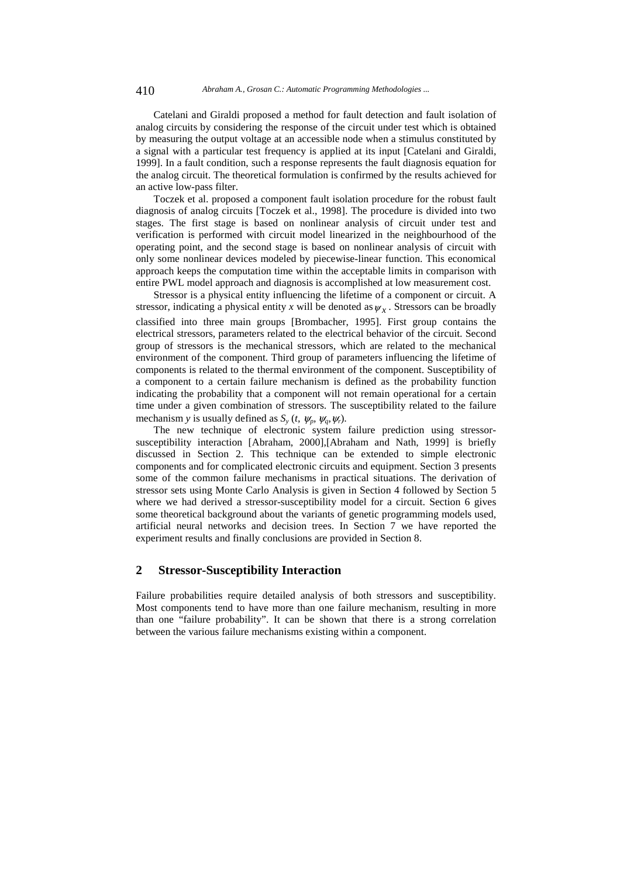Catelani and Giraldi proposed a method for fault detection and fault isolation of analog circuits by considering the response of the circuit under test which is obtained by measuring the output voltage at an accessible node when a stimulus constituted by a signal with a particular test frequency is applied at its input [Catelani and Giraldi, 1999]. In a fault condition, such a response represents the fault diagnosis equation for the analog circuit. The theoretical formulation is confirmed by the results achieved for an active low-pass filter.

Toczek et al. proposed a component fault isolation procedure for the robust fault diagnosis of analog circuits [Toczek et al., 1998]. The procedure is divided into two stages. The first stage is based on nonlinear analysis of circuit under test and verification is performed with circuit model linearized in the neighbourhood of the operating point, and the second stage is based on nonlinear analysis of circuit with only some nonlinear devices modeled by piecewise-linear function. This economical approach keeps the computation time within the acceptable limits in comparison with entire PWL model approach and diagnosis is accomplished at low measurement cost.

Stressor is a physical entity influencing the lifetime of a component or circuit. A stressor, indicating a physical entity *x* will be denoted as $\psi_x$. Stressors can be broadly classified into three main groups [Brombacher, 1995]. First group contains the electrical stressors, parameters related to the electrical behavior of the circuit. Second group of stressors is the mechanical stressors, which are related to the mechanical environment of the component. Third group of parameters influencing the lifetime of components is related to the thermal environment of the component. Susceptibility of a component to a certain failure mechanism is defined as the probability function indicating the probability that a component will not remain operational for a certain time under a given combination of stressors. The susceptibility related to the failure mechanism *y* is usually defined as $S_y(t, \psi_p, \psi_q, \psi_r)$.

The new technique of electronic system failure prediction using stressor-susceptibility interaction [Abraham, 2000],[Abraham and Nath, 1999] is briefly discussed in Section 2. This technique can be extended to simple electronic components and for complicated electronic circuits and equipment. Section 3 presents some of the common failure mechanisms in practical situations. The derivation of stressor sets using Monte Carlo Analysis is given in Section 4 followed by Section 5 where we had derived a stressor-susceptibility model for a circuit. Section 6 gives some theoretical background about the variants of genetic programming models used, artificial neural networks and decision trees. In Section 7 we have reported the experiment results and finally conclusions are provided in Section 8.

## 2 Stressor-Susceptibility Interaction

Failure probabilities require detailed analysis of both stressors and susceptibility. Most components tend to have more than one failure mechanism, resulting in more than one "failure probability". It can be shown that there is a strong correlation between the various failure mechanisms existing within a component.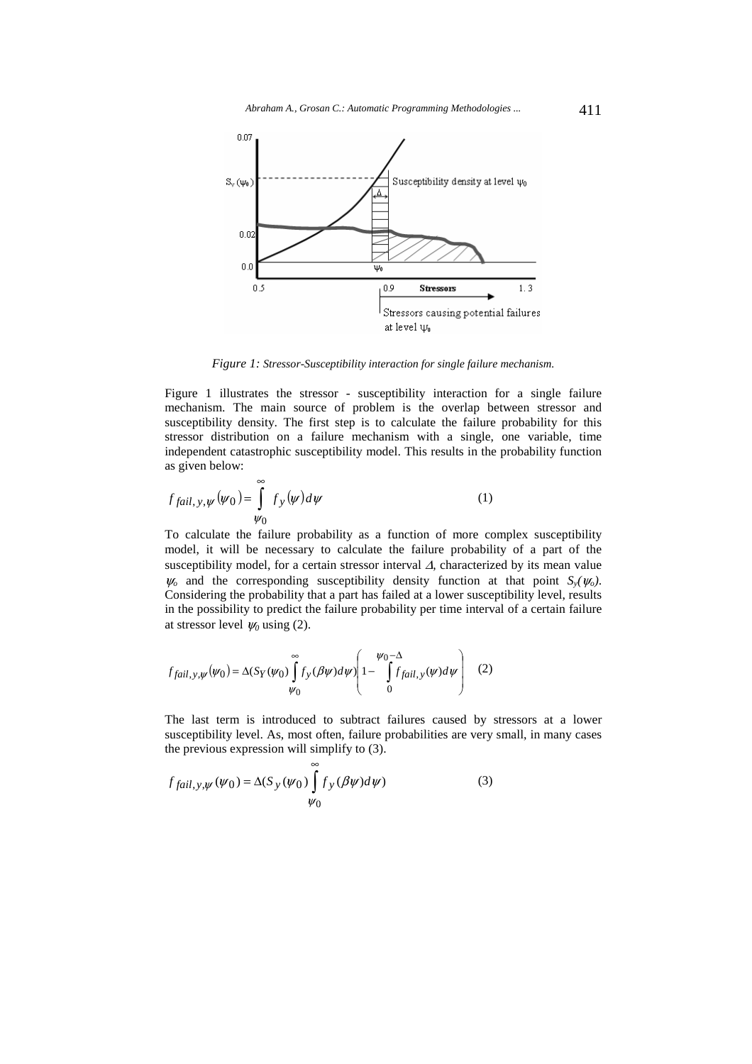*Figure 1: Stressor-Susceptibility interaction for single failure mechanism.*

Figure 1 illustrates the stressor - susceptibility interaction for a single failure mechanism. The main source of problem is the overlap between stressor and susceptibility density. The first step is to calculate the failure probability for this stressor distribution on a failure mechanism with a single, one variable, time independent catastrophic susceptibility model. This results in the probability function as given below:

$$f_{fail,y,\psi}(\psi_0) = \int_{\psi_0}^{\infty} f_y(\psi)d\psi \tag{1}$$

To calculate the failure probability as a function of more complex susceptibility model, it will be necessary to calculate the failure probability of a part of the susceptibility model, for a certain stressor interval $\Delta$, characterized by its mean value $\psi_o$ and the corresponding susceptibility density function at that point $S_y(\psi_o)$. Considering the probability that a part has failed at a lower susceptibility level, results in the possibility to predict the failure probability per time interval of a certain failure at stressor level $\psi_0$ using (2).

$$f_{fail,y,\psi}(\psi_0) = \Delta(S_Y(\psi_0)\int_{\psi_0}^{\infty} f_y(\beta\psi)d\psi)\left(1 - \int_{0}^{\psi_0-\Delta} f_{fail,y}(\psi)d\psi\right) \tag{2}$$

The last term is introduced to subtract failures caused by stressors at a lower susceptibility level. As, most often, failure probabilities are very small, in many cases the previous expression will simplify to (3).

$$f_{fail,y,\psi}(\psi_0) = \Delta(S_y(\psi_0)\int_{\psi_0}^{\infty} f_y(\beta\psi)d\psi) \tag{3}$$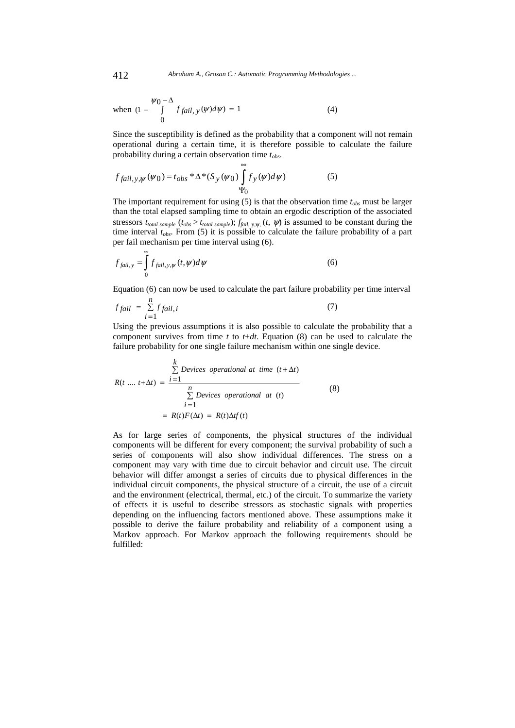$$\text{when } (1 - \int_{0}^{\psi_0 - \Delta} f_{fail,y}(\psi) d\psi) = 1 \quad (4)$$

Since the susceptibility is defined as the probability that a component will not remain operational during a certain time, it is therefore possible to calculate the failure probability during a certain observation time $t_{obs}$.

$$f_{fail,y,\psi}(\psi_0) = t_{obs} * \Delta * (S_y(\psi_0) \int_{\Psi_0}^{\infty} f_y(\psi) d\psi) \quad (5)$$

The important requirement for using (5) is that the observation time $t_{obs}$ must be larger than the total elapsed sampling time to obtain an ergodic description of the associated stressors $t_{total\ sample}$ ($t_{obs} > t_{total\ sample}$); $f_{fail,\ y,\psi,}(t,\ \psi)$ is assumed to be constant during the time interval $t_{obs}$. From (5) it is possible to calculate the failure probability of a part per fail mechanism per time interval using (6).

$$f_{fail,y} = \int_{0}^{\infty} f_{fail,y,\psi}(t,\psi) d\psi \quad (6)$$

Equation (6) can now be used to calculate the part failure probability per time interval

$$f_{fail} = \sum_{i=1}^{n} f_{fail,i} \quad (7)$$

Using the previous assumptions it is also possible to calculate the probability that a component survives from time $t$ to $t+dt$. Equation (8) can be used to calculate the failure probability for one single failure mechanism within one single device.

$$R(t \; .... \; t+\Delta t) = \frac{\sum_{i=1}^{k} Devices \;\; operational \;\; at \;\; time \;\; (t+\Delta t)}{\sum_{i=1}^{n} Devices \;\; operational \;\; at \;\; (t)} = R(t)F(\Delta t) = R(t)\Delta t f(t) \quad (8)$$

As for large series of components, the physical structures of the individual components will be different for every component; the survival probability of such a series of components will also show individual differences. The stress on a component may vary with time due to circuit behavior and circuit use. The circuit behavior will differ amongst a series of circuits due to physical differences in the individual circuit components, the physical structure of a circuit, the use of a circuit and the environment (electrical, thermal, etc.) of the circuit. To summarize the variety of effects it is useful to describe stressors as stochastic signals with properties depending on the influencing factors mentioned above. These assumptions make it possible to derive the failure probability and reliability of a component using a Markov approach. For Markov approach the following requirements should be fulfilled: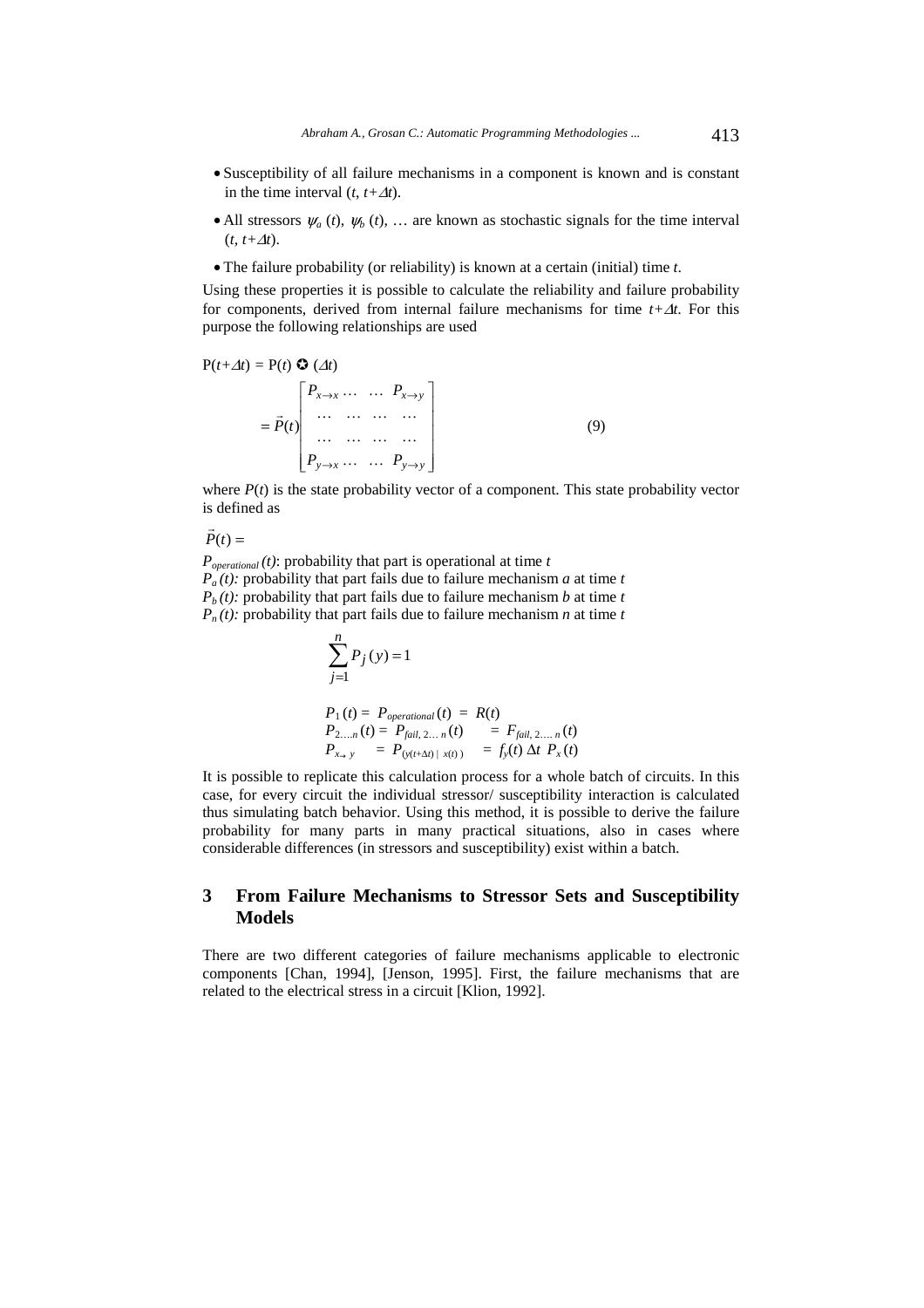- Susceptibility of all failure mechanisms in a component is known and is constant in the time interval $(t, t+\Delta t)$.
- All stressors $\psi_a(t)$, $\psi_b(t)$, … are known as stochastic signals for the time interval $(t, t+\Delta t)$.
- The failure probability (or reliability) is known at a certain (initial) time $t$.

Using these properties it is possible to calculate the reliability and failure probability for components, derived from internal failure mechanisms for time $t+\Delta t$. For this purpose the following relationships are used

$$
\begin{aligned}
\mathrm{P}(t+\Delta t) &= \mathrm{P}(t) \circledast (\Delta t) \\
&= \vec{P}(t) \begin{bmatrix} P_{x\to x} \dots & \dots & P_{x\to y} \\ \dots & \dots & \dots & \dots \\ \dots & \dots & \dots & \dots \\ P_{y\to x} \dots & \dots & P_{y\to y} \end{bmatrix}
\end{aligned}
\tag{9}
$$

where $P(t)$ is the state probability vector of a component. This state probability vector is defined as

$\vec{P}(t) =$

$P_{operational}(t)$: probability that part is operational at time $t$
$P_a(t)$: probability that part fails due to failure mechanism $a$ at time $t$
$P_b(t)$: probability that part fails due to failure mechanism $b$ at time $t$
$P_n(t)$: probability that part fails due to failure mechanism $n$ at time $t$

$$\sum_{j=1}^{n} P_j(y) = 1$$

$$
\begin{aligned}
P_1(t) &= P_{operational}(t) = R(t) \\
P_{2\dots n}(t) &= P_{fail,\,2\dots n}(t) = F_{fail,\,2\dots n}(t) \\
P_{x\to y} &= P_{(y(t+\Delta t)\,|\,x(t))} = f_y(t)\,\Delta t\, P_x(t)
\end{aligned}
$$

It is possible to replicate this calculation process for a whole batch of circuits. In this case, for every circuit the individual stressor/ susceptibility interaction is calculated thus simulating batch behavior. Using this method, it is possible to derive the failure probability for many parts in many practical situations, also in cases where considerable differences (in stressors and susceptibility) exist within a batch.

## 3 From Failure Mechanisms to Stressor Sets and Susceptibility Models

There are two different categories of failure mechanisms applicable to electronic components [Chan, 1994], [Jenson, 1995]. First, the failure mechanisms that are related to the electrical stress in a circuit [Klion, 1992].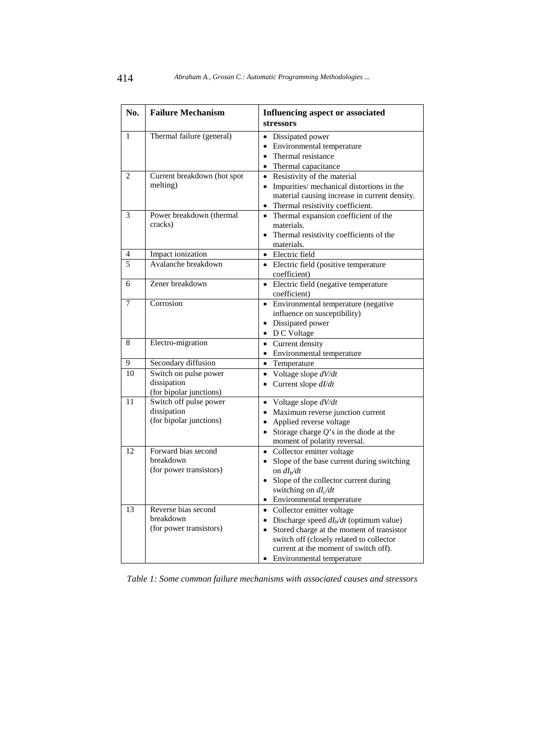| No. | Failure Mechanism | Influencing aspect or associated stressors |
|---|---|---|
| 1 | Thermal failure (general) | • Dissipated power<br>• Environmental temperature<br>• Thermal resistance<br>• Thermal capacitance |
| 2 | Current breakdown (hot spot melting) | • Resistivity of the material<br>• Impurities/ mechanical distortions in the material causing increase in current density.<br>• Thermal resistivity coefficient. |
| 3 | Power breakdown (thermal cracks) | • Thermal expansion coefficient of the materials.<br>• Thermal resistivity coefficients of the materials. |
| 4 | Impact ionization | • Electric field |
| 5 | Avalanche breakdown | • Electric field (positive temperature coefficient) |
| 6 | Zener breakdown | • Electric field (negative temperature coefficient) |
| 7 | Corrosion | • Environmental temperature (negative influence on susceptibility)<br>• Dissipated power<br>• D C Voltage |
| 8 | Electro-migration | • Current density<br>• Environmental temperature |
| 9 | Secondary diffusion | • Temperature |
| 10 | Switch on pulse power dissipation (for bipolar junctions) | • Voltage slope $dV/dt$<br>• Current slope $dI/dt$ |
| 11 | Switch off pulse power dissipation (for bipolar junctions) | • Voltage slope $dV/dt$<br>• Maximum reverse junction current<br>• Applied reverse voltage<br>• Storage charge $Q$'s in the diode at the moment of polarity reversal. |
| 12 | Forward bias second breakdown (for power transistors) | • Collector emitter voltage<br>• Slope of the base current during switching on $dI_b/dt$<br>• Slope of the collector current during switching on $dI_c/dt$<br>• Environmental temperature |
| 13 | Reverse bias second breakdown (for power transistors) | • Collector emitter voltage<br>• Discharge speed $dI_b/dt$ (optimum value)<br>• Stored charge at the moment of transistor switch off (closely related to collector current at the moment of switch off).<br>• Environmental temperature |

*Table 1: Some common failure mechanisms with associated causes and stressors*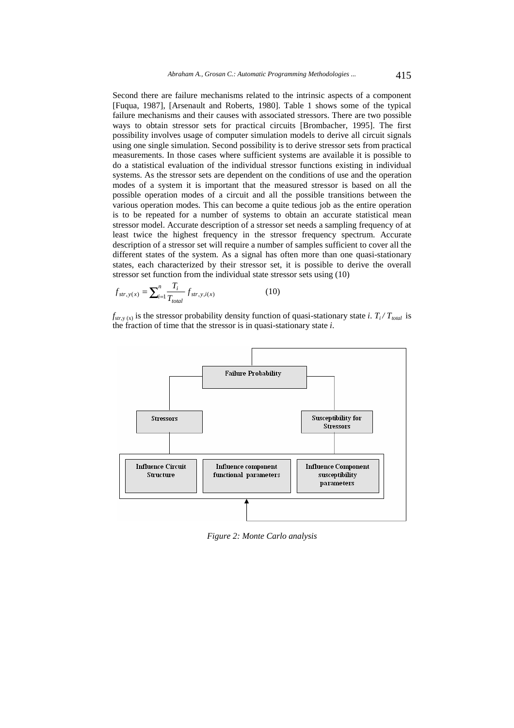Second there are failure mechanisms related to the intrinsic aspects of a component [Fuqua, 1987], [Arsenault and Roberts, 1980]. Table 1 shows some of the typical failure mechanisms and their causes with associated stressors. There are two possible ways to obtain stressor sets for practical circuits [Brombacher, 1995]. The first possibility involves usage of computer simulation models to derive all circuit signals using one single simulation. Second possibility is to derive stressor sets from practical measurements. In those cases where sufficient systems are available it is possible to do a statistical evaluation of the individual stressor functions existing in individual systems. As the stressor sets are dependent on the conditions of use and the operation modes of a system it is important that the measured stressor is based on all the possible operation modes of a circuit and all the possible transitions between the various operation modes. This can become a quite tedious job as the entire operation is to be repeated for a number of systems to obtain an accurate statistical mean stressor model. Accurate description of a stressor set needs a sampling frequency of at least twice the highest frequency in the stressor frequency spectrum. Accurate description of a stressor set will require a number of samples sufficient to cover all the different states of the system. As a signal has often more than one quasi-stationary states, each characterized by their stressor set, it is possible to derive the overall stressor set function from the individual state stressor sets using (10)

$$f_{str,y(x)} = \sum_{i=1}^{n} \frac{T_i}{T_{total}} f_{str,y,i(x)} \qquad (10)$$

$f_{str,y\,(x)}$ is the stressor probability density function of quasi-stationary state *i*. $T_i / T_{total}$ is the fraction of time that the stressor is in quasi-stationary state *i*.

*Figure 2: Monte Carlo analysis*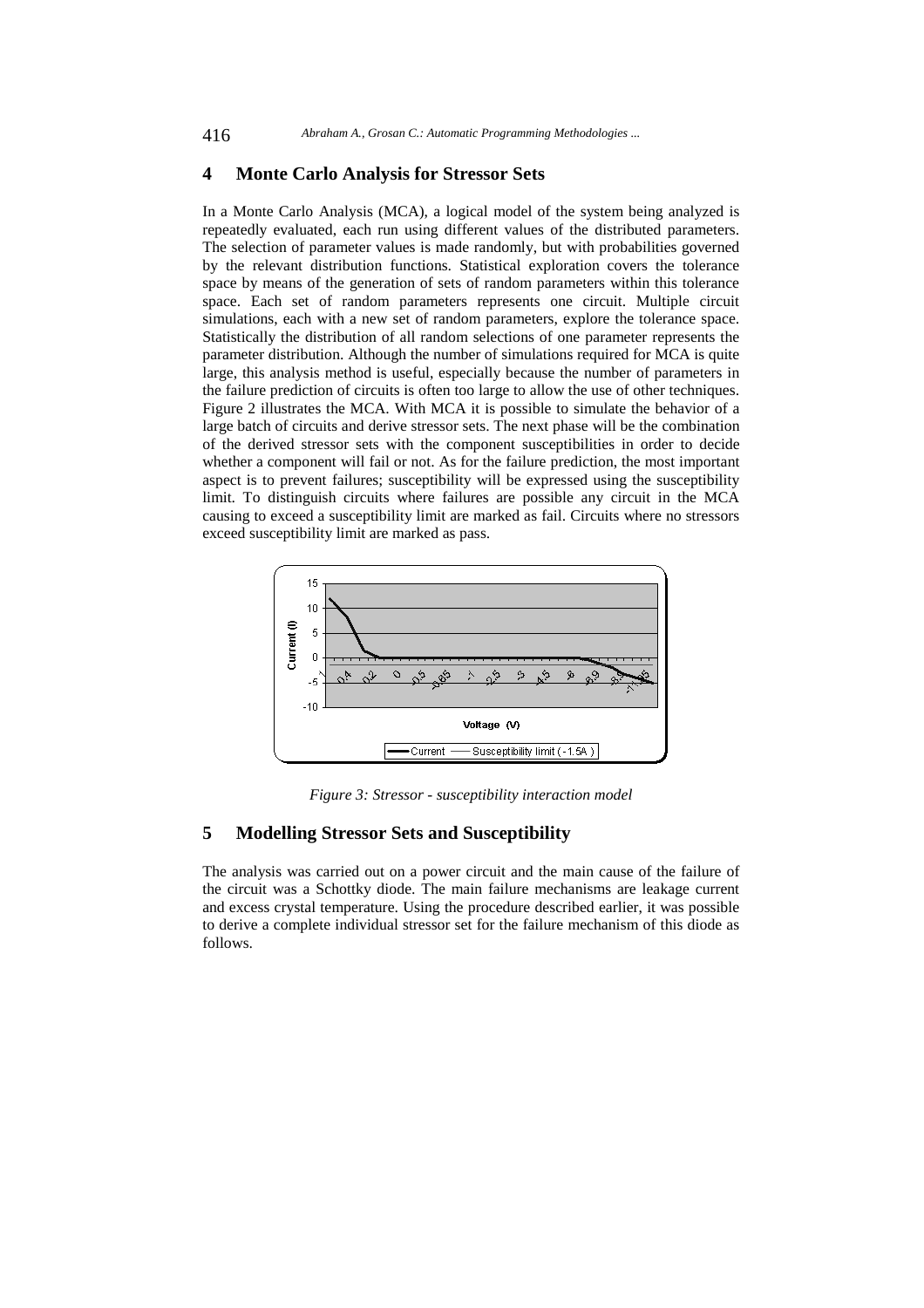## 4 Monte Carlo Analysis for Stressor Sets

In a Monte Carlo Analysis (MCA), a logical model of the system being analyzed is repeatedly evaluated, each run using different values of the distributed parameters. The selection of parameter values is made randomly, but with probabilities governed by the relevant distribution functions. Statistical exploration covers the tolerance space by means of the generation of sets of random parameters within this tolerance space. Each set of random parameters represents one circuit. Multiple circuit simulations, each with a new set of random parameters, explore the tolerance space. Statistically the distribution of all random selections of one parameter represents the parameter distribution. Although the number of simulations required for MCA is quite large, this analysis method is useful, especially because the number of parameters in the failure prediction of circuits is often too large to allow the use of other techniques. Figure 2 illustrates the MCA. With MCA it is possible to simulate the behavior of a large batch of circuits and derive stressor sets. The next phase will be the combination of the derived stressor sets with the component susceptibilities in order to decide whether a component will fail or not. As for the failure prediction, the most important aspect is to prevent failures; susceptibility will be expressed using the susceptibility limit. To distinguish circuits where failures are possible any circuit in the MCA causing to exceed a susceptibility limit are marked as fail. Circuits where no stressors exceed susceptibility limit are marked as pass.

*Figure 3: Stressor - susceptibility interaction model*

## 5 Modelling Stressor Sets and Susceptibility

The analysis was carried out on a power circuit and the main cause of the failure of the circuit was a Schottky diode. The main failure mechanisms are leakage current and excess crystal temperature. Using the procedure described earlier, it was possible to derive a complete individual stressor set for the failure mechanism of this diode as follows.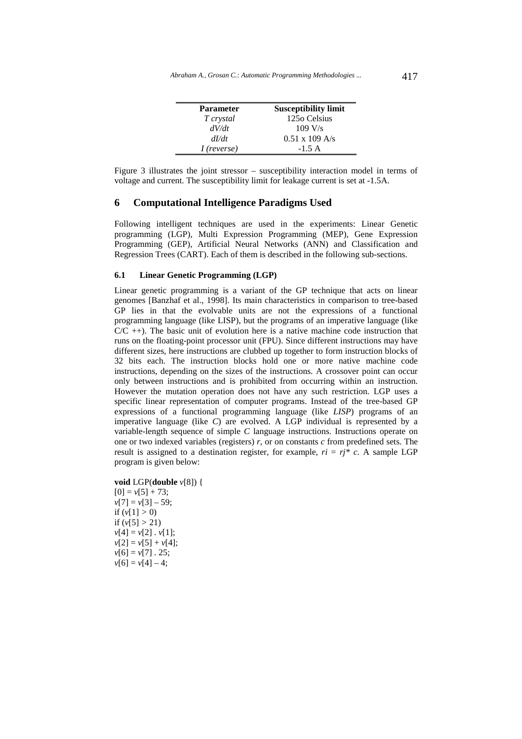| Parameter | Susceptibility limit |
|---|---|
| *T crystal* | 125o Celsius |
| *dV/dt* | 109 V/s |
| *dI/dt* | 0.51 x 109 A/s |
| *I (reverse)* | -1.5 A |

Figure 3 illustrates the joint stressor – susceptibility interaction model in terms of voltage and current. The susceptibility limit for leakage current is set at -1.5A.

## 6 Computational Intelligence Paradigms Used

Following intelligent techniques are used in the experiments: Linear Genetic programming (LGP), Multi Expression Programming (MEP), Gene Expression Programming (GEP), Artificial Neural Networks (ANN) and Classification and Regression Trees (CART). Each of them is described in the following sub-sections.

### 6.1 Linear Genetic Programming (LGP)

Linear genetic programming is a variant of the GP technique that acts on linear genomes [Banzhaf et al., 1998]. Its main characteristics in comparison to tree-based GP lies in that the evolvable units are not the expressions of a functional programming language (like LISP), but the programs of an imperative language (like C/C ++). The basic unit of evolution here is a native machine code instruction that runs on the floating-point processor unit (FPU). Since different instructions may have different sizes, here instructions are clubbed up together to form instruction blocks of 32 bits each. The instruction blocks hold one or more native machine code instructions, depending on the sizes of the instructions. A crossover point can occur only between instructions and is prohibited from occurring within an instruction. However the mutation operation does not have any such restriction. LGP uses a specific linear representation of computer programs. Instead of the tree-based GP expressions of a functional programming language (like *LISP*) programs of an imperative language (like *C*) are evolved. A LGP individual is represented by a variable-length sequence of simple *C* language instructions. Instructions operate on one or two indexed variables (registers) *r*, or on constants *c* from predefined sets. The result is assigned to a destination register, for example, $ri = rj * c$. A sample LGP program is given below:

```
void LGP(double v[8]) {
[0] = v[5] + 73;
v[7] = v[3] – 59;
if (v[1] > 0)
if (v[5] > 21)
v[4] = v[2] . v[1];
v[2] = v[5] + v[4];
v[6] = v[7] . 25;
v[6] = v[4] – 4;
```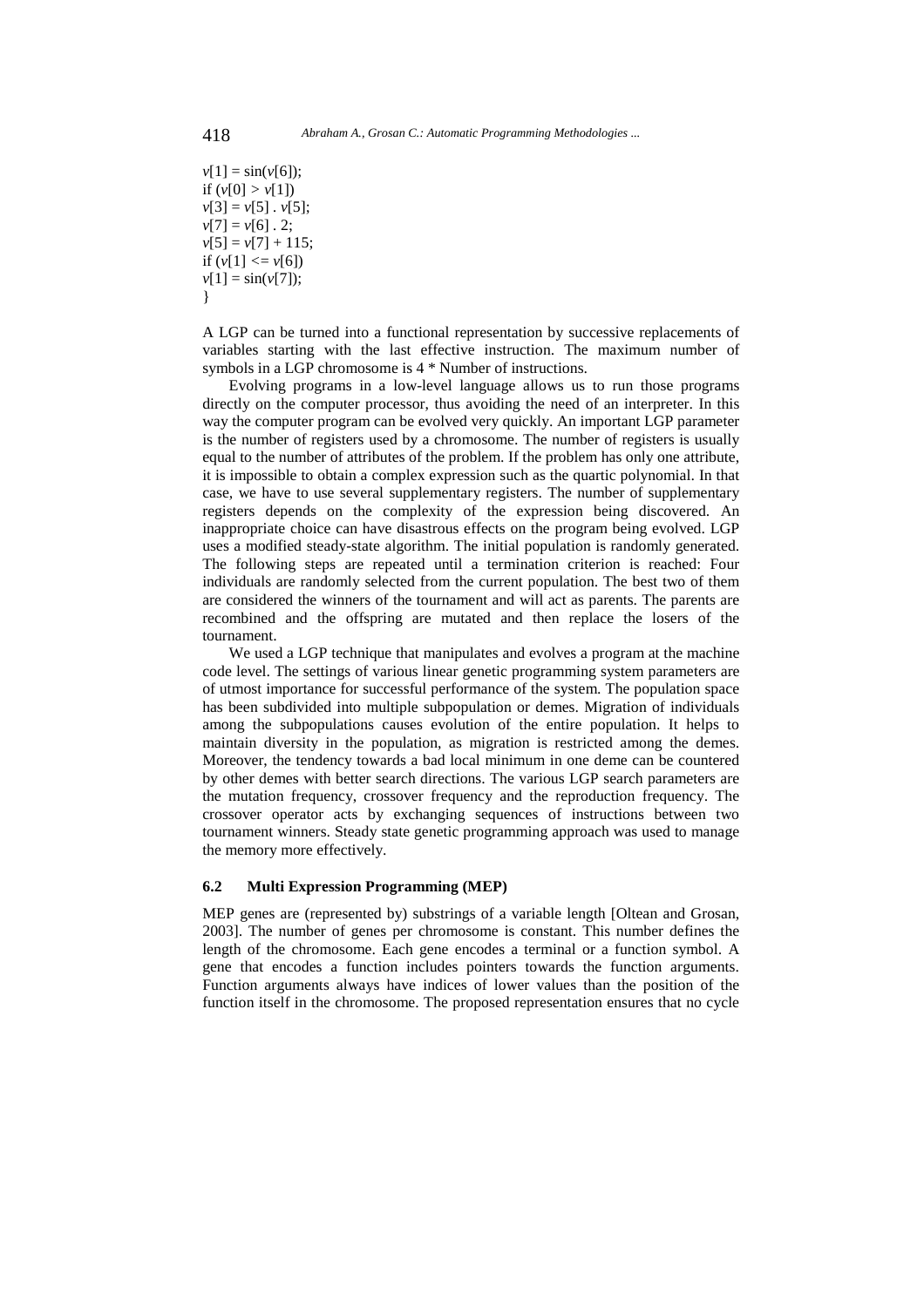```
v[1] = sin(v[6]);
if (v[0] > v[1])
v[3] = v[5] . v[5];
v[7] = v[6] . 2;
v[5] = v[7] + 115;
if (v[1] <= v[6])
v[1] = sin(v[7]);
}
```

A LGP can be turned into a functional representation by successive replacements of variables starting with the last effective instruction. The maximum number of symbols in a LGP chromosome is 4 * Number of instructions.

Evolving programs in a low-level language allows us to run those programs directly on the computer processor, thus avoiding the need of an interpreter. In this way the computer program can be evolved very quickly. An important LGP parameter is the number of registers used by a chromosome. The number of registers is usually equal to the number of attributes of the problem. If the problem has only one attribute, it is impossible to obtain a complex expression such as the quartic polynomial. In that case, we have to use several supplementary registers. The number of supplementary registers depends on the complexity of the expression being discovered. An inappropriate choice can have disastrous effects on the program being evolved. LGP uses a modified steady-state algorithm. The initial population is randomly generated. The following steps are repeated until a termination criterion is reached: Four individuals are randomly selected from the current population. The best two of them are considered the winners of the tournament and will act as parents. The parents are recombined and the offspring are mutated and then replace the losers of the tournament.

We used a LGP technique that manipulates and evolves a program at the machine code level. The settings of various linear genetic programming system parameters are of utmost importance for successful performance of the system. The population space has been subdivided into multiple subpopulation or demes. Migration of individuals among the subpopulations causes evolution of the entire population. It helps to maintain diversity in the population, as migration is restricted among the demes. Moreover, the tendency towards a bad local minimum in one deme can be countered by other demes with better search directions. The various LGP search parameters are the mutation frequency, crossover frequency and the reproduction frequency. The crossover operator acts by exchanging sequences of instructions between two tournament winners. Steady state genetic programming approach was used to manage the memory more effectively.

### 6.2 Multi Expression Programming (MEP)

MEP genes are (represented by) substrings of a variable length [Oltean and Grosan, 2003]. The number of genes per chromosome is constant. This number defines the length of the chromosome. Each gene encodes a terminal or a function symbol. A gene that encodes a function includes pointers towards the function arguments. Function arguments always have indices of lower values than the position of the function itself in the chromosome. The proposed representation ensures that no cycle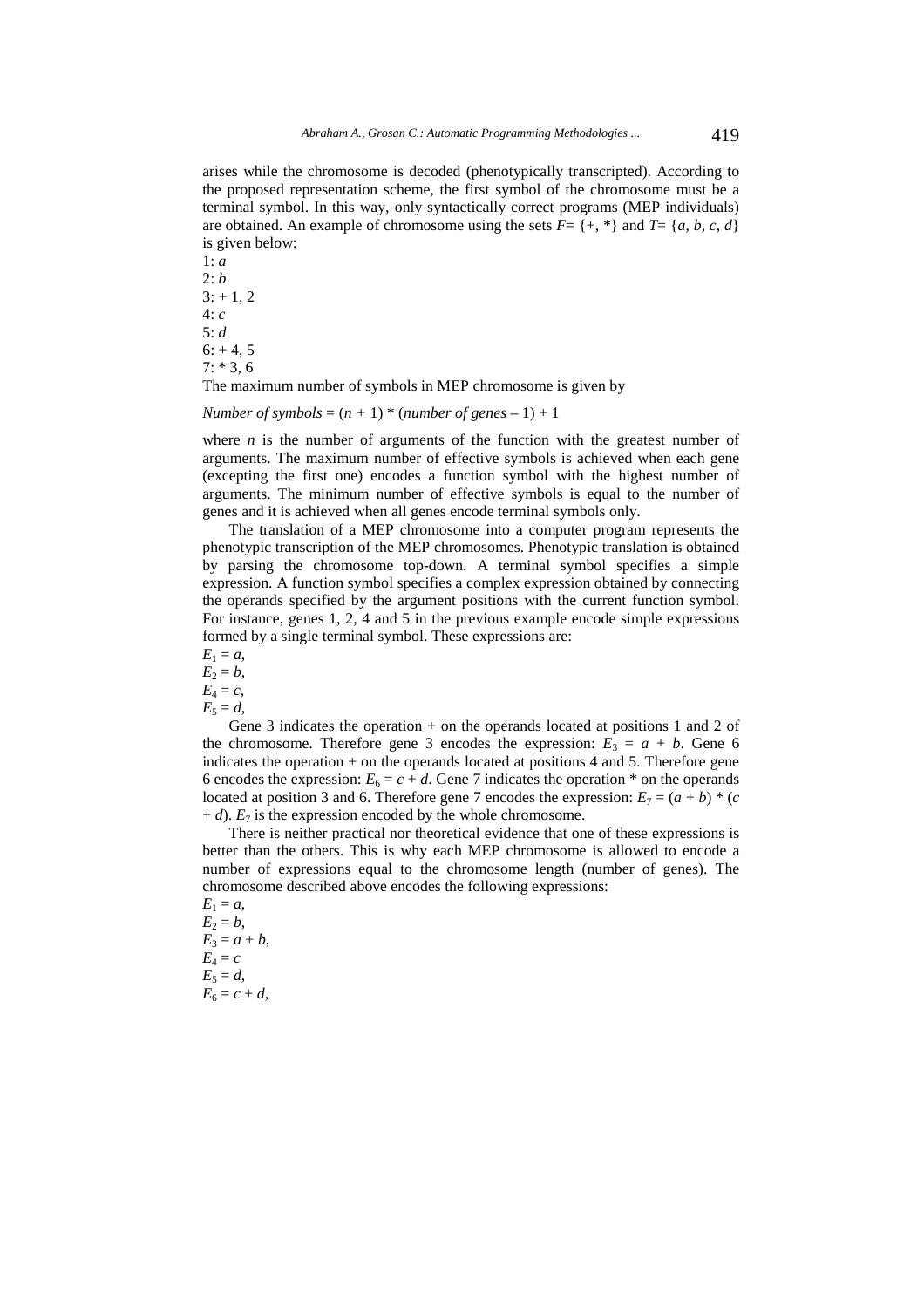arises while the chromosome is decoded (phenotypically transcripted). According to the proposed representation scheme, the first symbol of the chromosome must be a terminal symbol. In this way, only syntactically correct programs (MEP individuals) are obtained. An example of chromosome using the sets $F = \{+, *\}$ and $T = \{a, b, c, d\}$ is given below:

1: *a*
2: *b*
3: + 1, 2
4: *c*
5: *d*
6: + 4, 5
7: * 3, 6

The maximum number of symbols in MEP chromosome is given by

*Number of symbols* = $(n + 1)$ * (*number of genes* – 1) + 1

where $n$ is the number of arguments of the function with the greatest number of arguments. The maximum number of effective symbols is achieved when each gene (excepting the first one) encodes a function symbol with the highest number of arguments. The minimum number of effective symbols is equal to the number of genes and it is achieved when all genes encode terminal symbols only.

The translation of a MEP chromosome into a computer program represents the phenotypic transcription of the MEP chromosomes. Phenotypic translation is obtained by parsing the chromosome top-down. A terminal symbol specifies a simple expression. A function symbol specifies a complex expression obtained by connecting the operands specified by the argument positions with the current function symbol. For instance, genes 1, 2, 4 and 5 in the previous example encode simple expressions formed by a single terminal symbol. These expressions are:

$E_1 = a$,
$E_2 = b$,
$E_4 = c$,
$E_5 = d$,

Gene 3 indicates the operation + on the operands located at positions 1 and 2 of the chromosome. Therefore gene 3 encodes the expression: $E_3 = a + b$. Gene 6 indicates the operation + on the operands located at positions 4 and 5. Therefore gene 6 encodes the expression: $E_6 = c + d$. Gene 7 indicates the operation * on the operands located at position 3 and 6. Therefore gene 7 encodes the expression: $E_7 = (a + b) * (c + d)$. $E_7$ is the expression encoded by the whole chromosome.

There is neither practical nor theoretical evidence that one of these expressions is better than the others. This is why each MEP chromosome is allowed to encode a number of expressions equal to the chromosome length (number of genes). The chromosome described above encodes the following expressions:

$E_1 = a$,
$E_2 = b$,
$E_3 = a + b$,
$E_4 = c$
$E_5 = d$,
$E_6 = c + d$,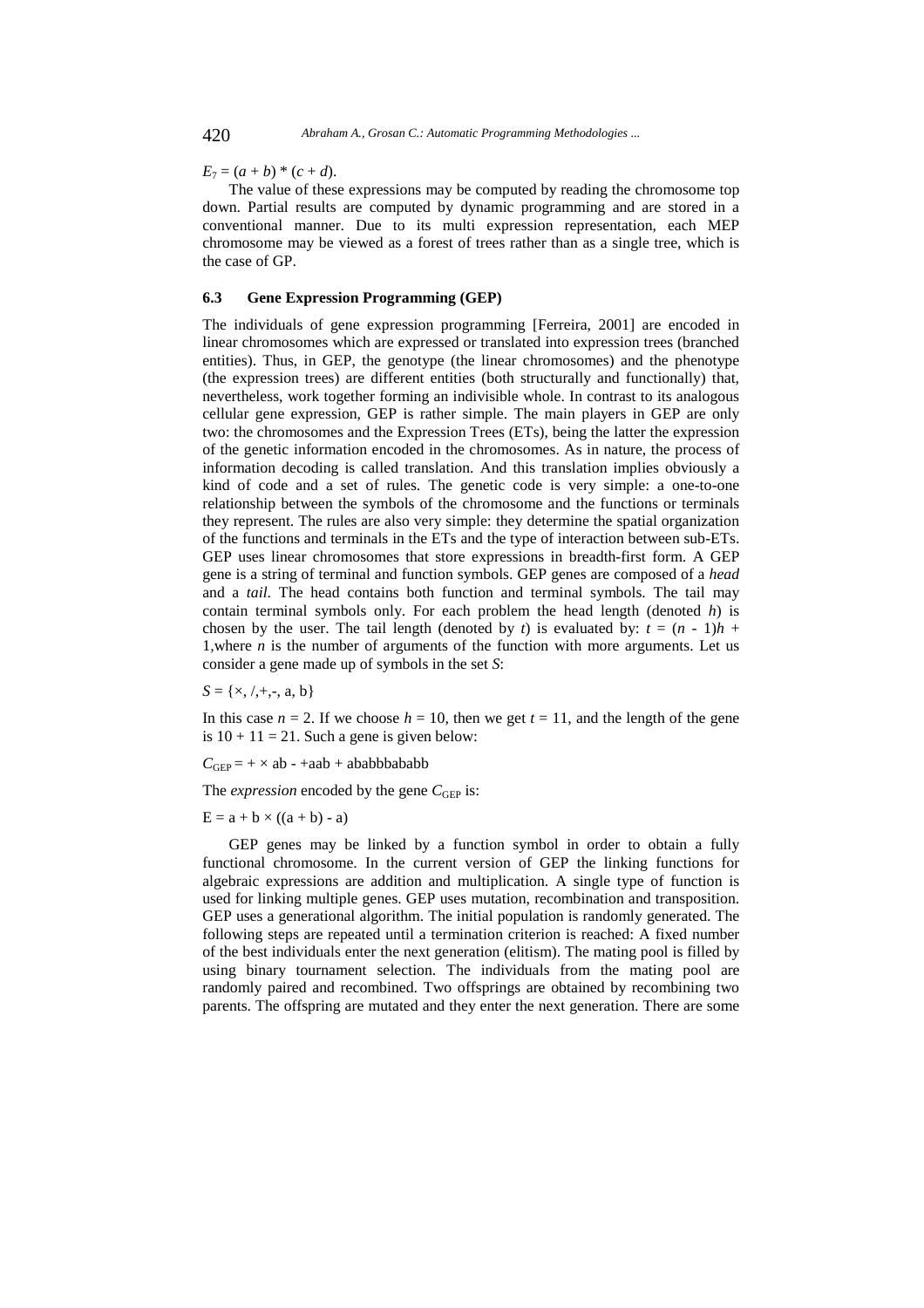$E_7 = (a + b) * (c + d)$.

The value of these expressions may be computed by reading the chromosome top down. Partial results are computed by dynamic programming and are stored in a conventional manner. Due to its multi expression representation, each MEP chromosome may be viewed as a forest of trees rather than as a single tree, which is the case of GP.

### 6.3 Gene Expression Programming (GEP)

The individuals of gene expression programming [Ferreira, 2001] are encoded in linear chromosomes which are expressed or translated into expression trees (branched entities). Thus, in GEP, the genotype (the linear chromosomes) and the phenotype (the expression trees) are different entities (both structurally and functionally) that, nevertheless, work together forming an indivisible whole. In contrast to its analogous cellular gene expression, GEP is rather simple. The main players in GEP are only two: the chromosomes and the Expression Trees (ETs), being the latter the expression of the genetic information encoded in the chromosomes. As in nature, the process of information decoding is called translation. And this translation implies obviously a kind of code and a set of rules. The genetic code is very simple: a one-to-one relationship between the symbols of the chromosome and the functions or terminals they represent. The rules are also very simple: they determine the spatial organization of the functions and terminals in the ETs and the type of interaction between sub-ETs. GEP uses linear chromosomes that store expressions in breadth-first form. A GEP gene is a string of terminal and function symbols. GEP genes are composed of a *head* and a *tail*. The head contains both function and terminal symbols. The tail may contain terminal symbols only. For each problem the head length (denoted $h$) is chosen by the user. The tail length (denoted by $t$) is evaluated by: $t = (n - 1)h + 1$,where $n$ is the number of arguments of the function with more arguments. Let us consider a gene made up of symbols in the set $S$:

$S = \{\times, /, +, -, a, b\}$

In this case $n = 2$. If we choose $h = 10$, then we get $t = 11$, and the length of the gene is $10 + 11 = 21$. Such a gene is given below:

$C_{GEP}$ = + × ab - +aab + ababbbababb

The *expression* encoded by the gene $C_{GEP}$ is:

$E = a + b \times ((a + b) - a)$

GEP genes may be linked by a function symbol in order to obtain a fully functional chromosome. In the current version of GEP the linking functions for algebraic expressions are addition and multiplication. A single type of function is used for linking multiple genes. GEP uses mutation, recombination and transposition. GEP uses a generational algorithm. The initial population is randomly generated. The following steps are repeated until a termination criterion is reached: A fixed number of the best individuals enter the next generation (elitism). The mating pool is filled by using binary tournament selection. The individuals from the mating pool are randomly paired and recombined. Two offsprings are obtained by recombining two parents. The offspring are mutated and they enter the next generation. There are some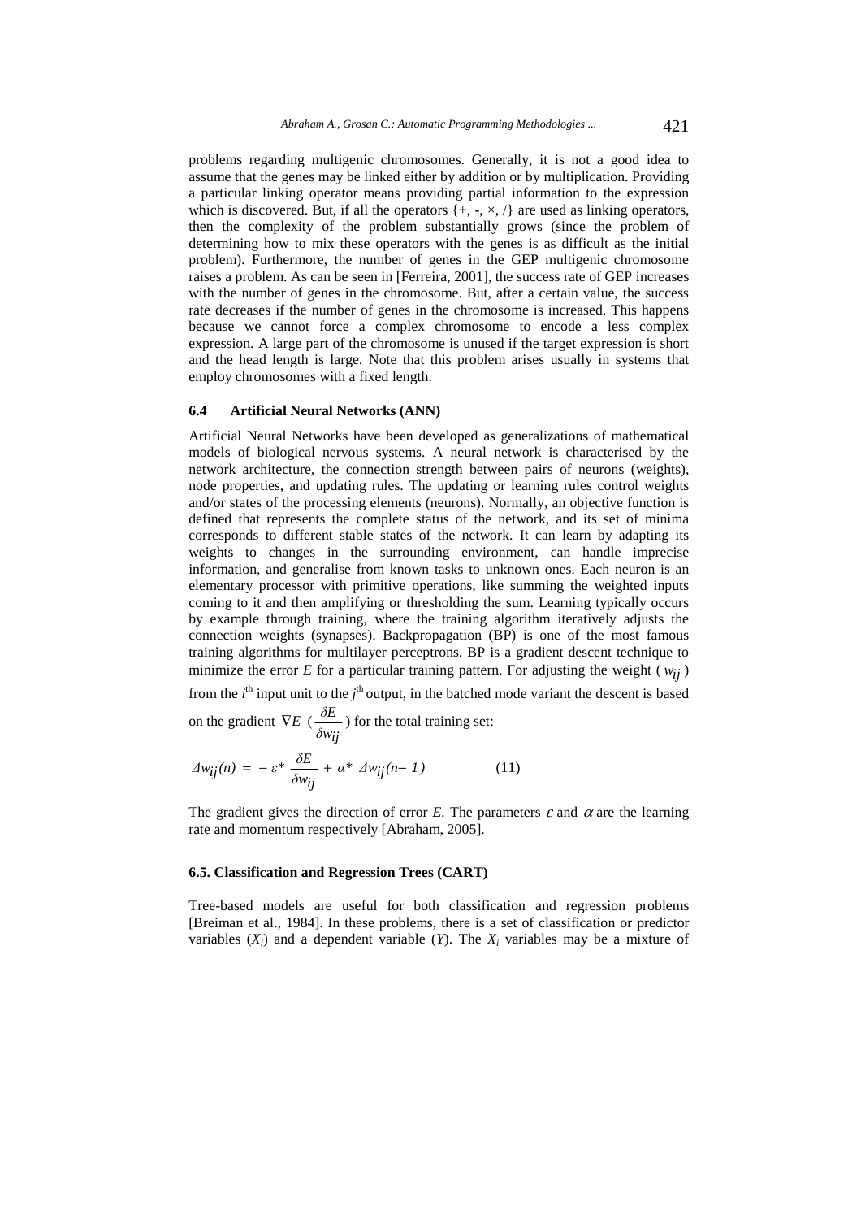problems regarding multigenic chromosomes. Generally, it is not a good idea to assume that the genes may be linked either by addition or by multiplication. Providing a particular linking operator means providing partial information to the expression which is discovered. But, if all the operators {+, -, ×, /} are used as linking operators, then the complexity of the problem substantially grows (since the problem of determining how to mix these operators with the genes is as difficult as the initial problem). Furthermore, the number of genes in the GEP multigenic chromosome raises a problem. As can be seen in [Ferreira, 2001], the success rate of GEP increases with the number of genes in the chromosome. But, after a certain value, the success rate decreases if the number of genes in the chromosome is increased. This happens because we cannot force a complex chromosome to encode a less complex expression. A large part of the chromosome is unused if the target expression is short and the head length is large. Note that this problem arises usually in systems that employ chromosomes with a fixed length.

### 6.4 Artificial Neural Networks (ANN)

Artificial Neural Networks have been developed as generalizations of mathematical models of biological nervous systems. A neural network is characterised by the network architecture, the connection strength between pairs of neurons (weights), node properties, and updating rules. The updating or learning rules control weights and/or states of the processing elements (neurons). Normally, an objective function is defined that represents the complete status of the network, and its set of minima corresponds to different stable states of the network. It can learn by adapting its weights to changes in the surrounding environment, can handle imprecise information, and generalise from known tasks to unknown ones. Each neuron is an elementary processor with primitive operations, like summing the weighted inputs coming to it and then amplifying or thresholding the sum. Learning typically occurs by example through training, where the training algorithm iteratively adjusts the connection weights (synapses). Backpropagation (BP) is one of the most famous training algorithms for multilayer perceptrons. BP is a gradient descent technique to minimize the error $E$ for a particular training pattern. For adjusting the weight ($w_{ij}$) from the $i^{th}$ input unit to the $j^{th}$ output, in the batched mode variant the descent is based on the gradient $\nabla E$ ($\frac{\delta E}{\delta w_{ij}}$) for the total training set:

$$\Delta w_{ij}(n) = -\varepsilon * \frac{\delta E}{\delta w_{ij}} + \alpha * \Delta w_{ij}(n-1) \qquad (11)$$

The gradient gives the direction of error $E$. The parameters $\varepsilon$ and $\alpha$ are the learning rate and momentum respectively [Abraham, 2005].

### 6.5. Classification and Regression Trees (CART)

Tree-based models are useful for both classification and regression problems [Breiman et al., 1984]. In these problems, there is a set of classification or predictor variables ($X_i$) and a dependent variable ($Y$). The $X_i$ variables may be a mixture of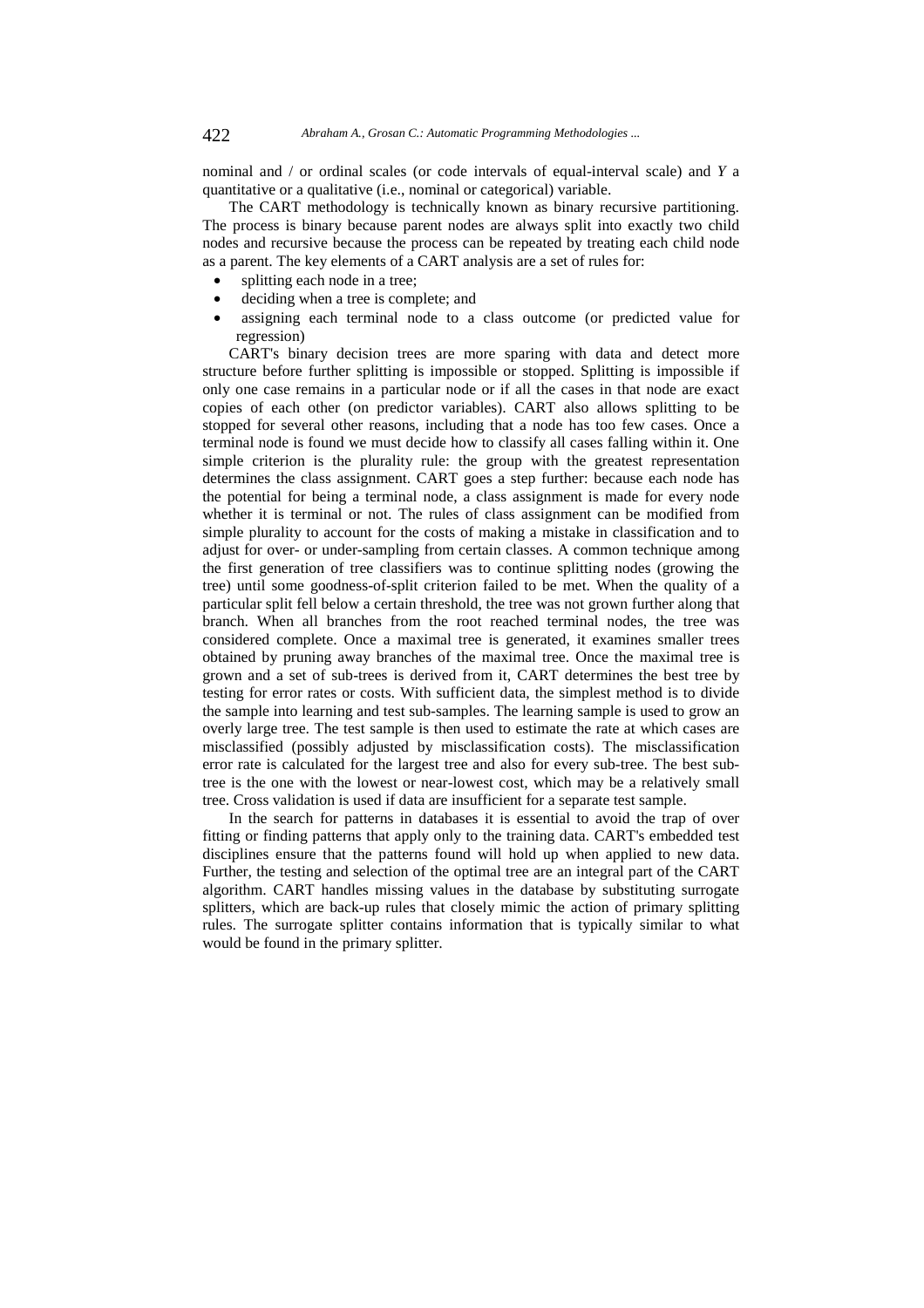nominal and / or ordinal scales (or code intervals of equal-interval scale) and $Y$ a quantitative or a qualitative (i.e., nominal or categorical) variable.

The CART methodology is technically known as binary recursive partitioning. The process is binary because parent nodes are always split into exactly two child nodes and recursive because the process can be repeated by treating each child node as a parent. The key elements of a CART analysis are a set of rules for:

- splitting each node in a tree;
- deciding when a tree is complete; and
- assigning each terminal node to a class outcome (or predicted value for regression)

CART's binary decision trees are more sparing with data and detect more structure before further splitting is impossible or stopped. Splitting is impossible if only one case remains in a particular node or if all the cases in that node are exact copies of each other (on predictor variables). CART also allows splitting to be stopped for several other reasons, including that a node has too few cases. Once a terminal node is found we must decide how to classify all cases falling within it. One simple criterion is the plurality rule: the group with the greatest representation determines the class assignment. CART goes a step further: because each node has the potential for being a terminal node, a class assignment is made for every node whether it is terminal or not. The rules of class assignment can be modified from simple plurality to account for the costs of making a mistake in classification and to adjust for over- or under-sampling from certain classes. A common technique among the first generation of tree classifiers was to continue splitting nodes (growing the tree) until some goodness-of-split criterion failed to be met. When the quality of a particular split fell below a certain threshold, the tree was not grown further along that branch. When all branches from the root reached terminal nodes, the tree was considered complete. Once a maximal tree is generated, it examines smaller trees obtained by pruning away branches of the maximal tree. Once the maximal tree is grown and a set of sub-trees is derived from it, CART determines the best tree by testing for error rates or costs. With sufficient data, the simplest method is to divide the sample into learning and test sub-samples. The learning sample is used to grow an overly large tree. The test sample is then used to estimate the rate at which cases are misclassified (possibly adjusted by misclassification costs). The misclassification error rate is calculated for the largest tree and also for every sub-tree. The best sub-tree is the one with the lowest or near-lowest cost, which may be a relatively small tree. Cross validation is used if data are insufficient for a separate test sample.

In the search for patterns in databases it is essential to avoid the trap of over fitting or finding patterns that apply only to the training data. CART's embedded test disciplines ensure that the patterns found will hold up when applied to new data. Further, the testing and selection of the optimal tree are an integral part of the CART algorithm. CART handles missing values in the database by substituting surrogate splitters, which are back-up rules that closely mimic the action of primary splitting rules. The surrogate splitter contains information that is typically similar to what would be found in the primary splitter.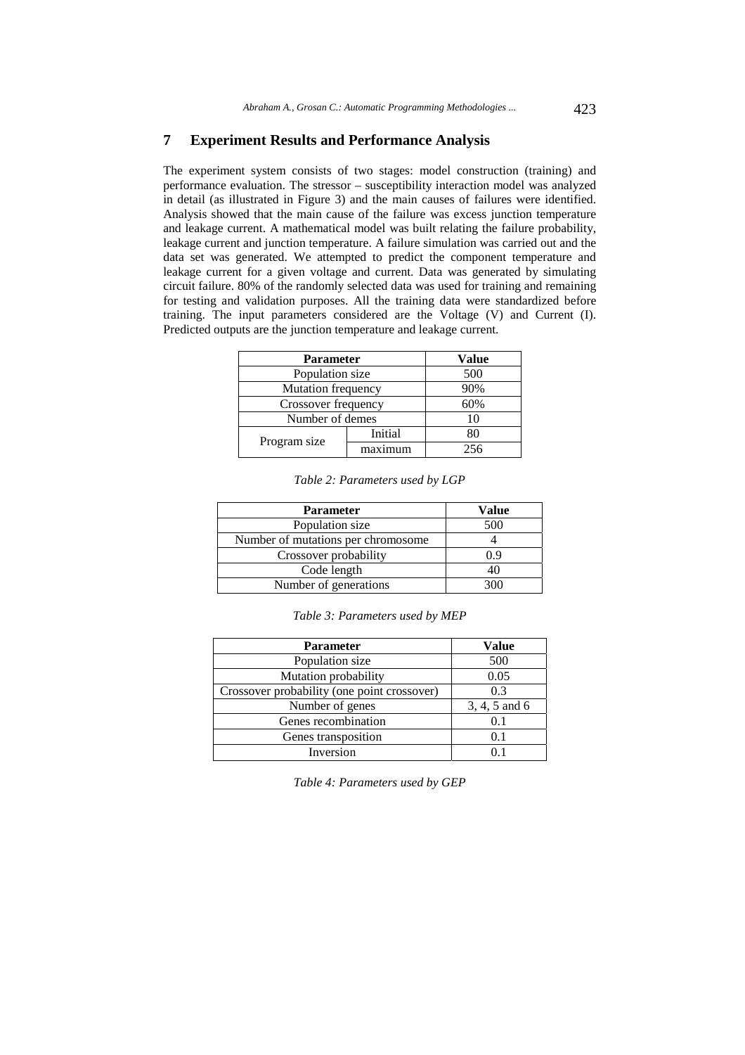## 7 Experiment Results and Performance Analysis

The experiment system consists of two stages: model construction (training) and performance evaluation. The stressor – susceptibility interaction model was analyzed in detail (as illustrated in Figure 3) and the main causes of failures were identified. Analysis showed that the main cause of the failure was excess junction temperature and leakage current. A mathematical model was built relating the failure probability, leakage current and junction temperature. A failure simulation was carried out and the data set was generated. We attempted to predict the component temperature and leakage current for a given voltage and current. Data was generated by simulating circuit failure. 80% of the randomly selected data was used for training and remaining for testing and validation purposes. All the training data were standardized before training. The input parameters considered are the Voltage (V) and Current (I). Predicted outputs are the junction temperature and leakage current.

| Parameter | | Value |
|---|---|---|
| Population size | | 500 |
| Mutation frequency | | 90% |
| Crossover frequency | | 60% |
| Number of demes | | 10 |
| Program size | Initial | 80 |
| | maximum | 256 |

*Table 2: Parameters used by LGP*

| Parameter | Value |
|---|---|
| Population size | 500 |
| Number of mutations per chromosome | 4 |
| Crossover probability | 0.9 |
| Code length | 40 |
| Number of generations | 300 |

*Table 3: Parameters used by MEP*

| Parameter | Value |
|---|---|
| Population size | 500 |
| Mutation probability | 0.05 |
| Crossover probability (one point crossover) | 0.3 |
| Number of genes | 3, 4, 5 and 6 |
| Genes recombination | 0.1 |
| Genes transposition | 0.1 |
| Inversion | 0.1 |

*Table 4: Parameters used by GEP*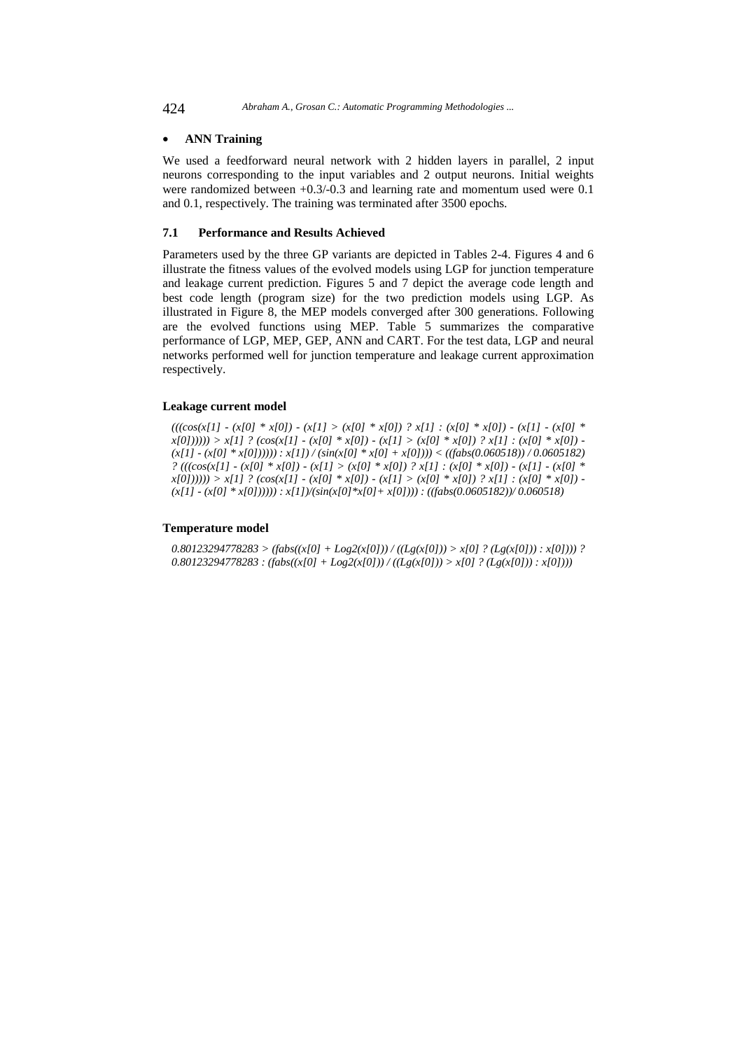- **ANN Training**

We used a feedforward neural network with 2 hidden layers in parallel, 2 input neurons corresponding to the input variables and 2 output neurons. Initial weights were randomized between +0.3/-0.3 and learning rate and momentum used were 0.1 and 0.1, respectively. The training was terminated after 3500 epochs.

### 7.1 Performance and Results Achieved

Parameters used by the three GP variants are depicted in Tables 2-4. Figures 4 and 6 illustrate the fitness values of the evolved models using LGP for junction temperature and leakage current prediction. Figures 5 and 7 depict the average code length and best code length (program size) for the two prediction models using LGP. As illustrated in Figure 8, the MEP models converged after 300 generations. Following are the evolved functions using MEP. Table 5 summarizes the comparative performance of LGP, MEP, GEP, ANN and CART. For the test data, LGP and neural networks performed well for junction temperature and leakage current approximation respectively.

**Leakage current model**

*(((cos(x[1] - (x[0] * x[0]) - (x[1] > (x[0] * x[0]) ? x[1] : (x[0] * x[0]) - (x[1] - (x[0] * x[0]))))) > x[1] ? (cos(x[1] - (x[0] * x[0]) - (x[1] > (x[0] * x[0]) ? x[1] : (x[0] * x[0]) - (x[1] - (x[0] * x[0]))))) : x[1]) / (sin(x[0] * x[0] + x[0]))) < ((fabs(0.060518)) / 0.0605182) ? (((cos(x[1] - (x[0] * x[0]) - (x[1] > (x[0] * x[0]) ? x[1] : (x[0] * x[0]) - (x[1] - (x[0] * x[0]))))) > x[1] ? (cos(x[1] - (x[0] * x[0]) - (x[1] > (x[0] * x[0]) ? x[1] : (x[0] * x[0]) - (x[1] - (x[0] * x[0]))))) : x[1])/(sin(x[0]*x[0]+ x[0]))) : ((fabs(0.0605182))/ 0.060518)*

**Temperature model**

*0.80123294778283 > (fabs((x[0] + Log2(x[0])) / ((Lg(x[0])) > x[0] ? (Lg(x[0])) : x[0]))) ? 0.80123294778283 : (fabs((x[0] + Log2(x[0])) / ((Lg(x[0])) > x[0] ? (Lg(x[0])) : x[0])))*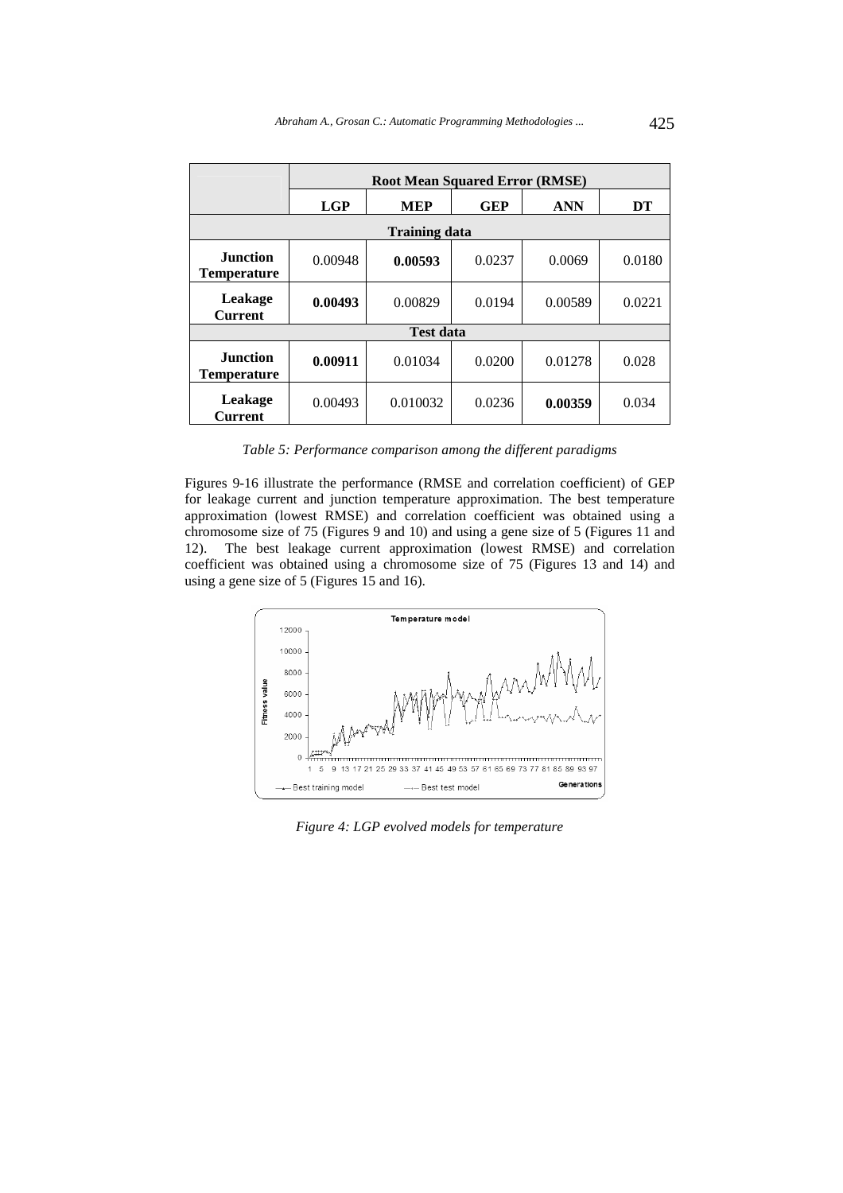| | Root Mean Squared Error (RMSE) | | | | |
|---|---|---|---|---|---|
| | **LGP** | **MEP** | **GEP** | **ANN** | **DT** |
| **Training data** | | | | | |
| **Junction Temperature** | 0.00948 | **0.00593** | 0.0237 | 0.0069 | 0.0180 |
| **Leakage Current** | **0.00493** | 0.00829 | 0.0194 | 0.00589 | 0.0221 |
| **Test data** | | | | | |
| **Junction Temperature** | **0.00911** | 0.01034 | 0.0200 | 0.01278 | 0.028 |
| **Leakage Current** | 0.00493 | 0.010032 | 0.0236 | **0.00359** | 0.034 |

*Table 5: Performance comparison among the different paradigms*

Figures 9-16 illustrate the performance (RMSE and correlation coefficient) of GEP for leakage current and junction temperature approximation. The best temperature approximation (lowest RMSE) and correlation coefficient was obtained using a chromosome size of 75 (Figures 9 and 10) and using a gene size of 5 (Figures 11 and 12). The best leakage current approximation (lowest RMSE) and correlation coefficient was obtained using a chromosome size of 75 (Figures 13 and 14) and using a gene size of 5 (Figures 15 and 16).

*Figure 4: LGP evolved models for temperature*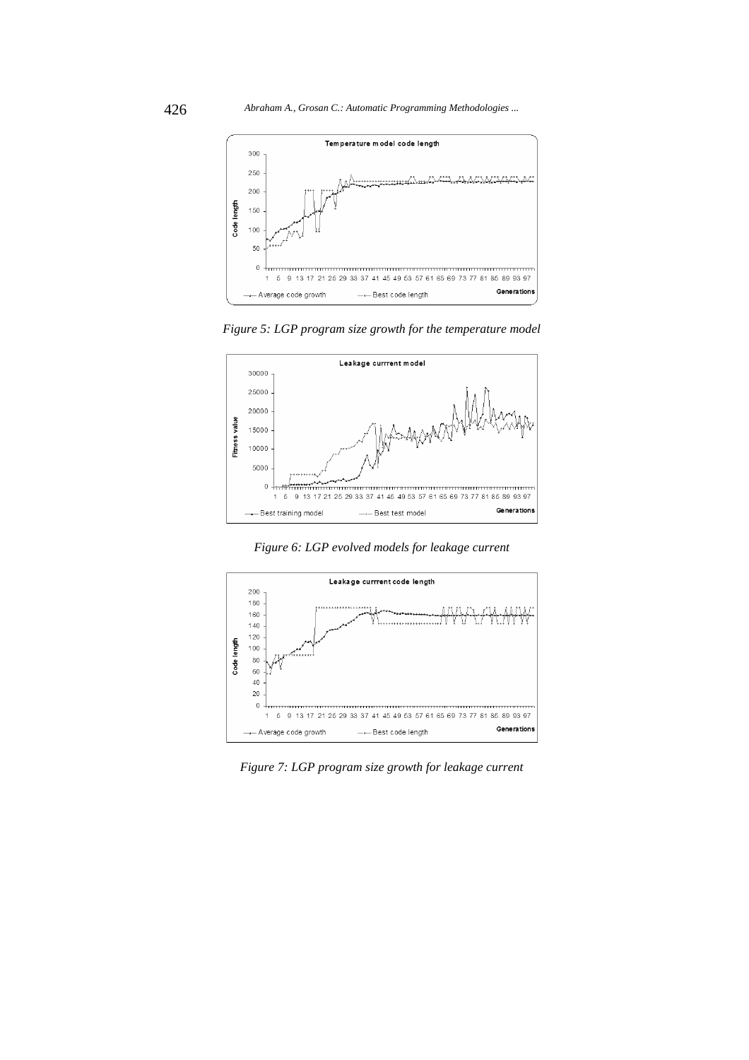*Figure 5: LGP program size growth for the temperature model*

*Figure 6: LGP evolved models for leakage current*

*Figure 7: LGP program size growth for leakage current*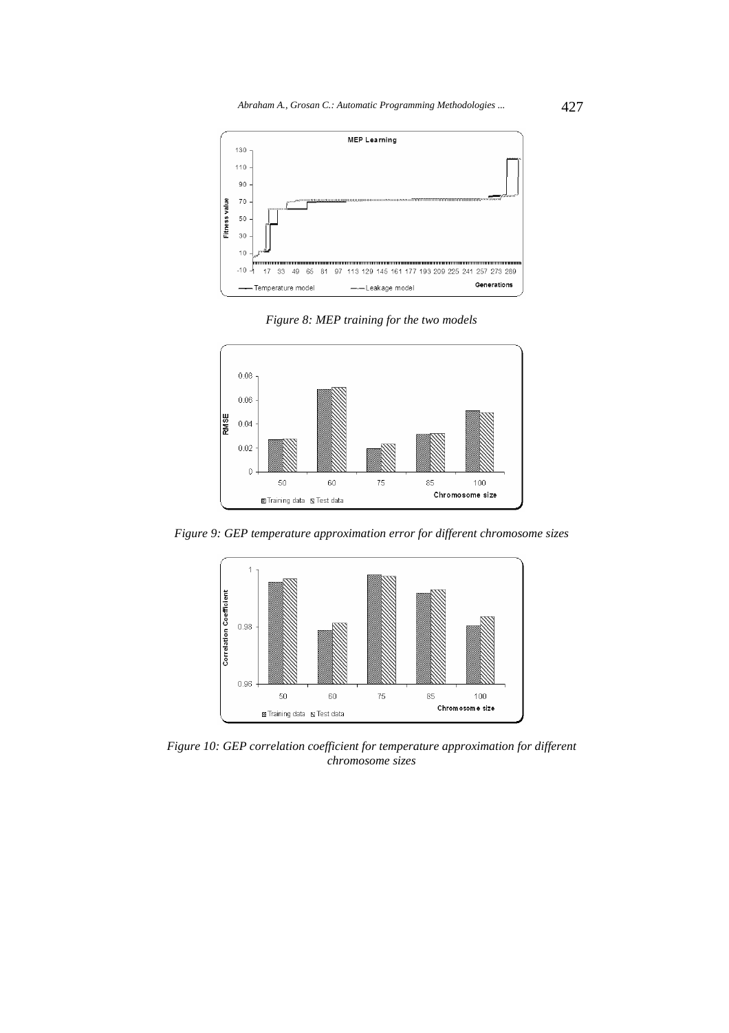*Figure 8: MEP training for the two models*

*Figure 9: GEP temperature approximation error for different chromosome sizes*

*Figure 10: GEP correlation coefficient for temperature approximation for different chromosome sizes*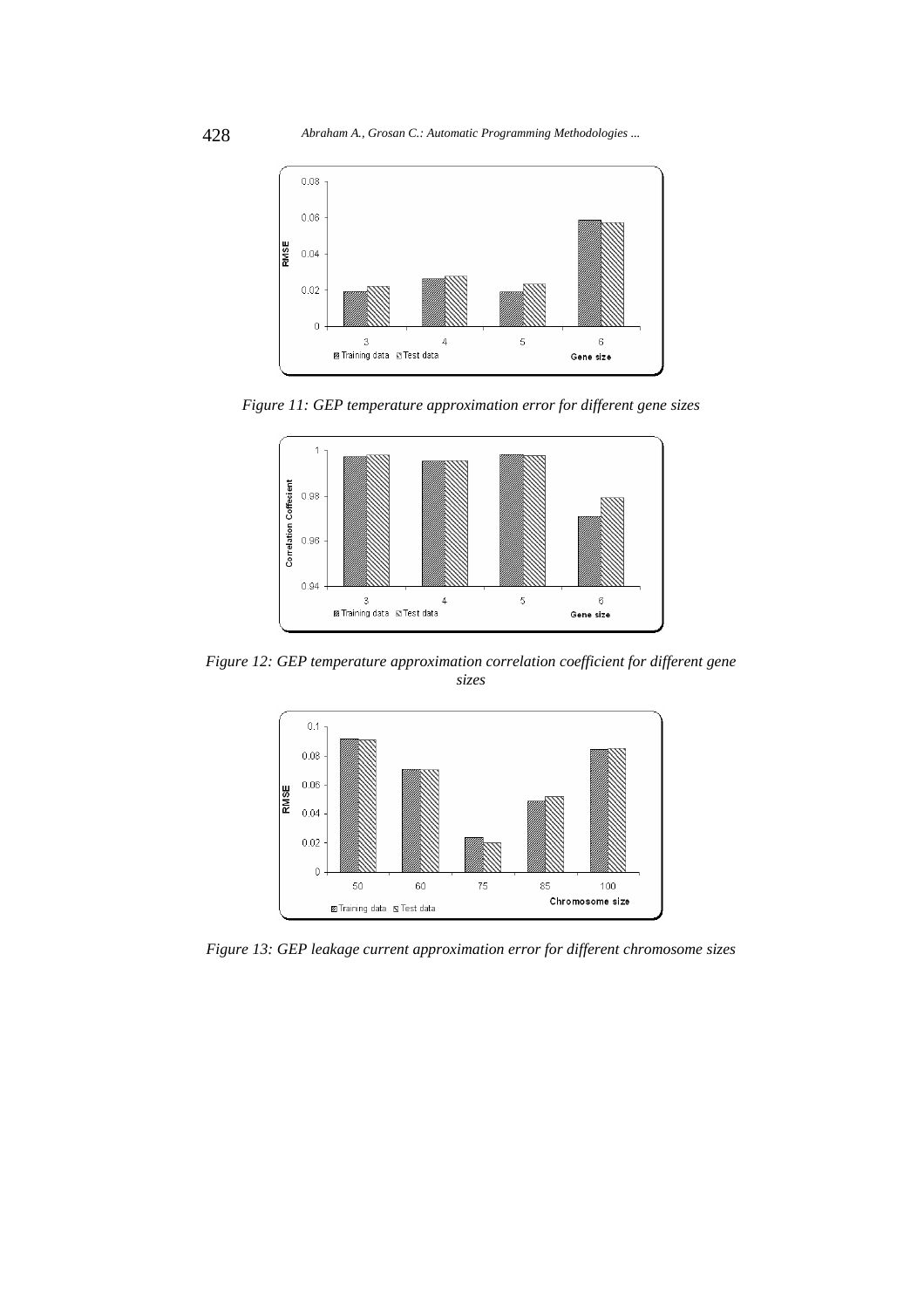*Figure 11: GEP temperature approximation error for different gene sizes*

*Figure 12: GEP temperature approximation correlation coefficient for different gene sizes*

*Figure 13: GEP leakage current approximation error for different chromosome sizes*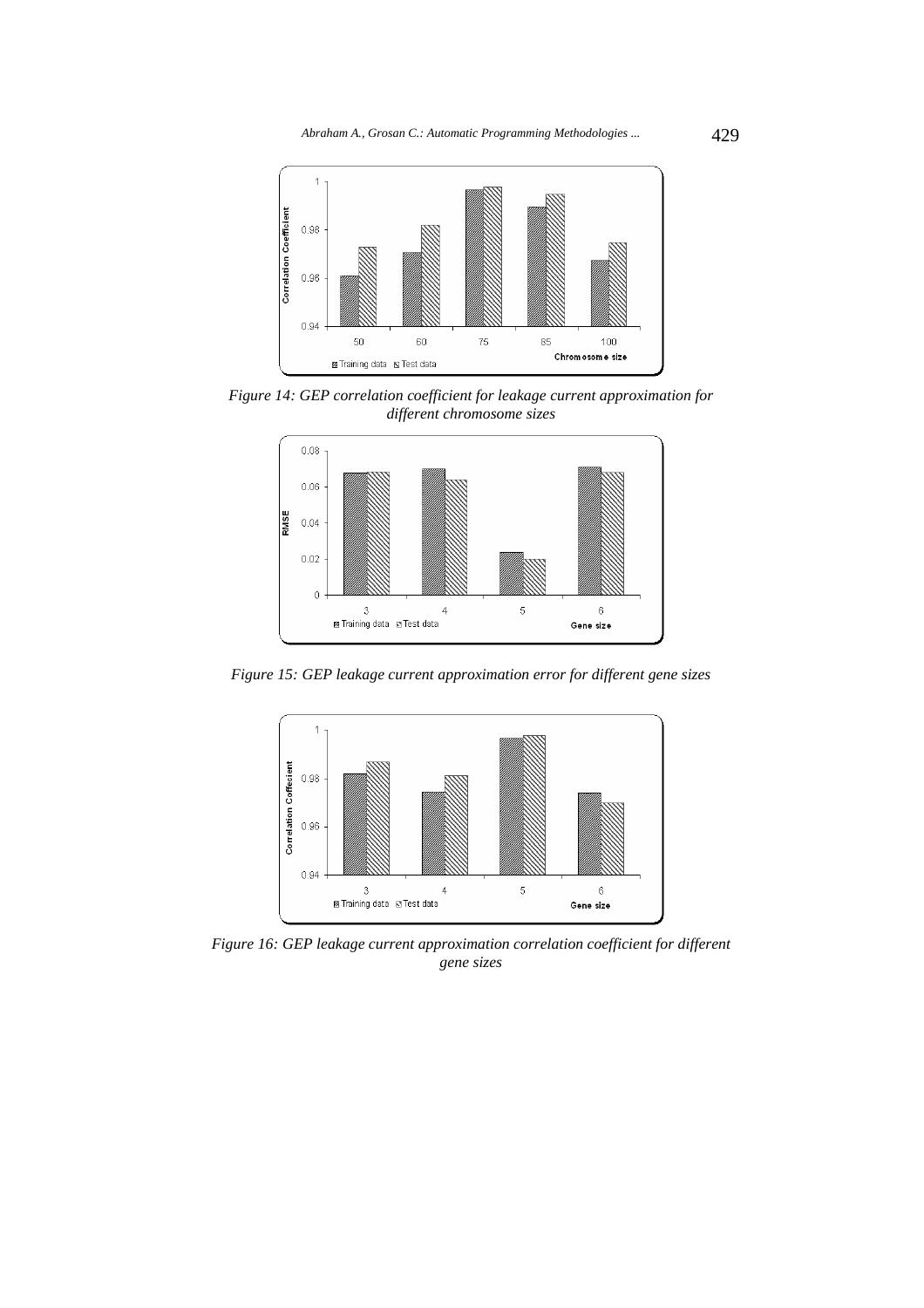*Figure 14: GEP correlation coefficient for leakage current approximation for different chromosome sizes*

*Figure 15: GEP leakage current approximation error for different gene sizes*

*Figure 16: GEP leakage current approximation correlation coefficient for different gene sizes*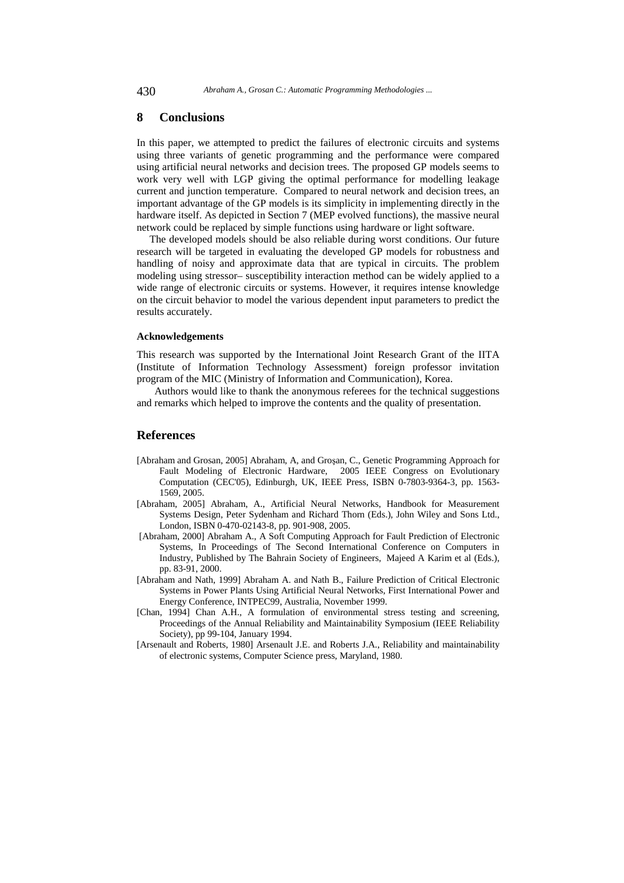## 8 Conclusions

In this paper, we attempted to predict the failures of electronic circuits and systems using three variants of genetic programming and the performance were compared using artificial neural networks and decision trees. The proposed GP models seems to work very well with LGP giving the optimal performance for modelling leakage current and junction temperature. Compared to neural network and decision trees, an important advantage of the GP models is its simplicity in implementing directly in the hardware itself. As depicted in Section 7 (MEP evolved functions), the massive neural network could be replaced by simple functions using hardware or light software.

The developed models should be also reliable during worst conditions. Our future research will be targeted in evaluating the developed GP models for robustness and handling of noisy and approximate data that are typical in circuits. The problem modeling using stressor– susceptibility interaction method can be widely applied to a wide range of electronic circuits or systems. However, it requires intense knowledge on the circuit behavior to model the various dependent input parameters to predict the results accurately.

#### Acknowledgements

This research was supported by the International Joint Research Grant of the IITA (Institute of Information Technology Assessment) foreign professor invitation program of the MIC (Ministry of Information and Communication), Korea.

Authors would like to thank the anonymous referees for the technical suggestions and remarks which helped to improve the contents and the quality of presentation.

## References

[Abraham and Grosan, 2005] Abraham, A, and Groşan, C., Genetic Programming Approach for Fault Modeling of Electronic Hardware, 2005 IEEE Congress on Evolutionary Computation (CEC'05), Edinburgh, UK, IEEE Press, ISBN 0-7803-9364-3, pp. 1563-1569, 2005.

[Abraham, 2005] Abraham, A., Artificial Neural Networks, Handbook for Measurement Systems Design, Peter Sydenham and Richard Thorn (Eds.), John Wiley and Sons Ltd., London, ISBN 0-470-02143-8, pp. 901-908, 2005.

[Abraham, 2000] Abraham A., A Soft Computing Approach for Fault Prediction of Electronic Systems, In Proceedings of The Second International Conference on Computers in Industry, Published by The Bahrain Society of Engineers, Majeed A Karim et al (Eds.), pp. 83-91, 2000.

[Abraham and Nath, 1999] Abraham A. and Nath B., Failure Prediction of Critical Electronic Systems in Power Plants Using Artificial Neural Networks, First International Power and Energy Conference, INTPEC99, Australia, November 1999.

[Chan, 1994] Chan A.H., A formulation of environmental stress testing and screening, Proceedings of the Annual Reliability and Maintainability Symposium (IEEE Reliability Society), pp 99-104, January 1994.

[Arsenault and Roberts, 1980] Arsenault J.E. and Roberts J.A., Reliability and maintainability of electronic systems, Computer Science press, Maryland, 1980.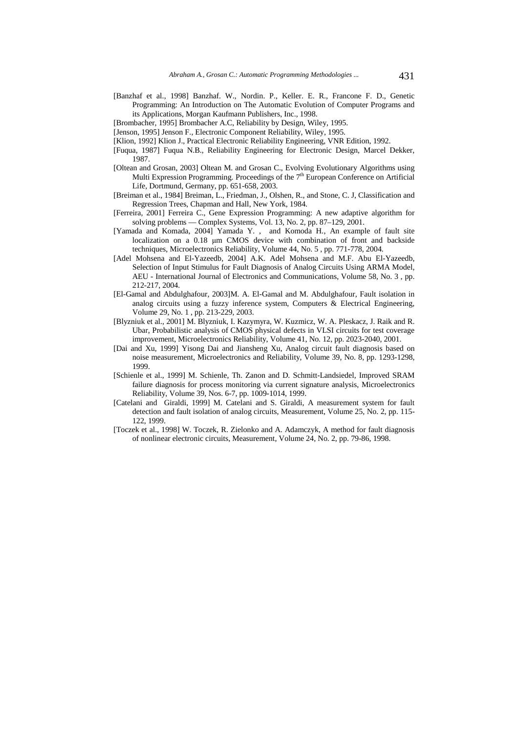[Banzhaf et al., 1998] Banzhaf. W., Nordin. P., Keller. E. R., Francone F. D., Genetic Programming: An Introduction on The Automatic Evolution of Computer Programs and its Applications, Morgan Kaufmann Publishers, Inc., 1998.

[Brombacher, 1995] Brombacher A.C, Reliability by Design, Wiley, 1995.

[Jenson, 1995] Jenson F., Electronic Component Reliability, Wiley, 1995.

[Klion, 1992] Klion J., Practical Electronic Reliability Engineering, VNR Edition, 1992.

[Fuqua, 1987] Fuqua N.B., Reliability Engineering for Electronic Design, Marcel Dekker, 1987.

[Oltean and Grosan, 2003] Oltean M. and Grosan C., Evolving Evolutionary Algorithms using Multi Expression Programming. Proceedings of the 7th European Conference on Artificial Life, Dortmund, Germany, pp. 651-658, 2003.

[Breiman et al., 1984] Breiman, L., Friedman, J., Olshen, R., and Stone, C. J, Classification and Regression Trees, Chapman and Hall, New York, 1984.

[Ferreira, 2001] Ferreira C., Gene Expression Programming: A new adaptive algorithm for solving problems — Complex Systems, Vol. 13, No. 2, pp. 87–129, 2001.

[Yamada and Komada, 2004] Yamada Y. , and Komoda H., An example of fault site localization on a 0.18 µm CMOS device with combination of front and backside techniques, Microelectronics Reliability, Volume 44, No. 5 , pp. 771-778, 2004.

[Adel Mohsena and El-Yazeedb, 2004] A.K. Adel Mohsena and M.F. Abu El-Yazeedb, Selection of Input Stimulus for Fault Diagnosis of Analog Circuits Using ARMA Model, AEU - International Journal of Electronics and Communications, Volume 58, No. 3 , pp. 212-217, 2004.

[El-Gamal and Abdulghafour, 2003]M. A. El-Gamal and M. Abdulghafour, Fault isolation in analog circuits using a fuzzy inference system, Computers & Electrical Engineering, Volume 29, No. 1 , pp. 213-229, 2003.

[Blyzniuk et al., 2001] M. Blyzniuk, I. Kazymyra, W. Kuzmicz, W. A. Pleskacz, J. Raik and R. Ubar, Probabilistic analysis of CMOS physical defects in VLSI circuits for test coverage improvement, Microelectronics Reliability, Volume 41, No. 12, pp. 2023-2040, 2001.

[Dai and Xu, 1999] Yisong Dai and Jiansheng Xu, Analog circuit fault diagnosis based on noise measurement, Microelectronics and Reliability, Volume 39, No. 8, pp. 1293-1298, 1999.

[Schienle et al., 1999] M. Schienle, Th. Zanon and D. Schmitt-Landsiedel, Improved SRAM failure diagnosis for process monitoring via current signature analysis, Microelectronics Reliability, Volume 39, Nos. 6-7, pp. 1009-1014, 1999.

[Catelani and Giraldi, 1999] M. Catelani and S. Giraldi, A measurement system for fault detection and fault isolation of analog circuits, Measurement, Volume 25, No. 2, pp. 115-122, 1999.

[Toczek et al., 1998] W. Toczek, R. Zielonko and A. Adamczyk, A method for fault diagnosis of nonlinear electronic circuits, Measurement, Volume 24, No. 2, pp. 79-86, 1998.